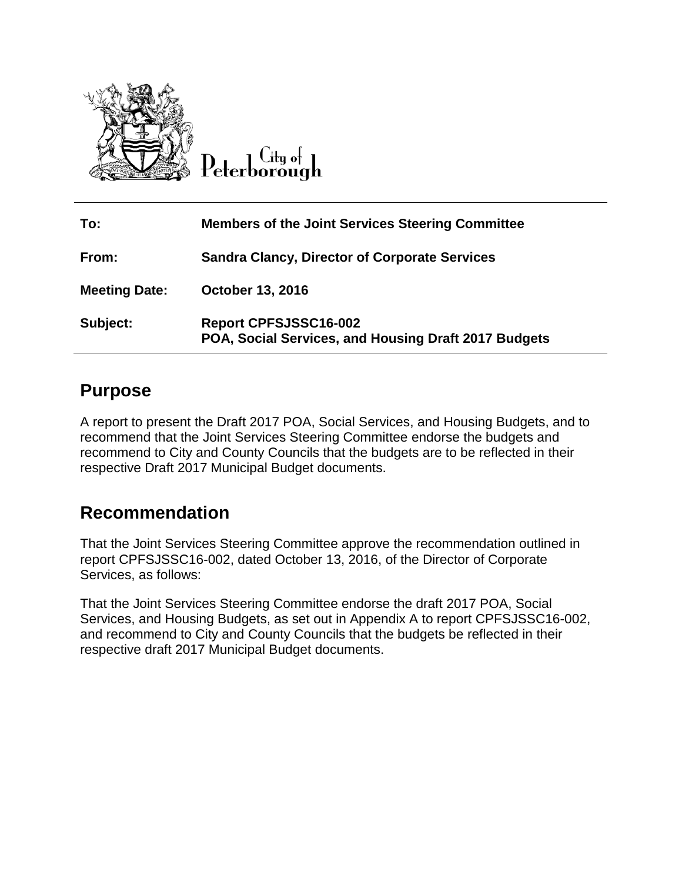City of Peterborough

| To: | Members of the Joint Services Steering Committee |
|---|---|
| From: | Sandra Clancy, Director of Corporate Services |
| Meeting Date: | October 13, 2016 |
| Subject: | Report CPFSJSSC16-002 POA, Social Services, and Housing Draft 2017 Budgets |

## Purpose

A report to present the Draft 2017 POA, Social Services, and Housing Budgets, and to recommend that the Joint Services Steering Committee endorse the budgets and recommend to City and County Councils that the budgets are to be reflected in their respective Draft 2017 Municipal Budget documents.

## Recommendation

That the Joint Services Steering Committee approve the recommendation outlined in report CPFSJSSC16-002, dated October 13, 2016, of the Director of Corporate Services, as follows:

That the Joint Services Steering Committee endorse the draft 2017 POA, Social Services, and Housing Budgets, as set out in Appendix A to report CPFSJSSC16-002, and recommend to City and County Councils that the budgets be reflected in their respective draft 2017 Municipal Budget documents.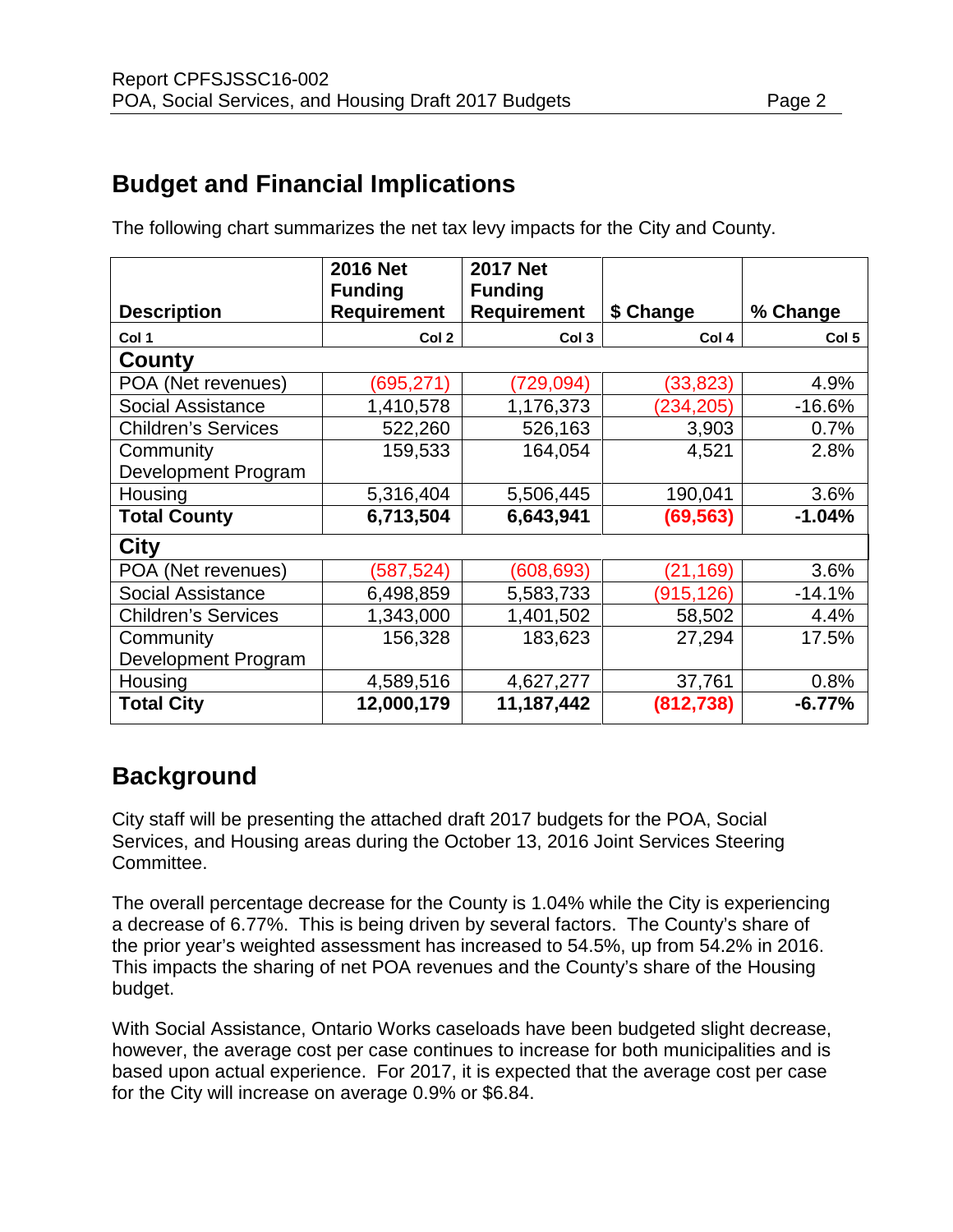## Budget and Financial Implications

The following chart summarizes the net tax levy impacts for the City and County.

| Description | 2016 Net Funding Requirement | 2017 Net Funding Requirement | $ Change | % Change |
|---|---|---|---|---|
| Col 1 | Col 2 | Col 3 | Col 4 | Col 5 |
| **County** | | | | |
| POA (Net revenues) | (695,271) | (729,094) | (33,823) | 4.9% |
| Social Assistance | 1,410,578 | 1,176,373 | (234,205) | -16.6% |
| Children's Services | 522,260 | 526,163 | 3,903 | 0.7% |
| Community Development Program | 159,533 | 164,054 | 4,521 | 2.8% |
| Housing | 5,316,404 | 5,506,445 | 190,041 | 3.6% |
| **Total County** | **6,713,504** | **6,643,941** | **(69,563)** | **-1.04%** |
| **City** | | | | |
| POA (Net revenues) | (587,524) | (608,693) | (21,169) | 3.6% |
| Social Assistance | 6,498,859 | 5,583,733 | (915,126) | -14.1% |
| Children's Services | 1,343,000 | 1,401,502 | 58,502 | 4.4% |
| Community Development Program | 156,328 | 183,623 | 27,294 | 17.5% |
| Housing | 4,589,516 | 4,627,277 | 37,761 | 0.8% |
| **Total City** | **12,000,179** | **11,187,442** | **(812,738)** | **-6.77%** |

## Background

City staff will be presenting the attached draft 2017 budgets for the POA, Social Services, and Housing areas during the October 13, 2016 Joint Services Steering Committee.

The overall percentage decrease for the County is 1.04% while the City is experiencing a decrease of 6.77%. This is being driven by several factors. The County's share of the prior year's weighted assessment has increased to 54.5%, up from 54.2% in 2016. This impacts the sharing of net POA revenues and the County's share of the Housing budget.

With Social Assistance, Ontario Works caseloads have been budgeted slight decrease, however, the average cost per case continues to increase for both municipalities and is based upon actual experience. For 2017, it is expected that the average cost per case for the City will increase on average 0.9% or $6.84.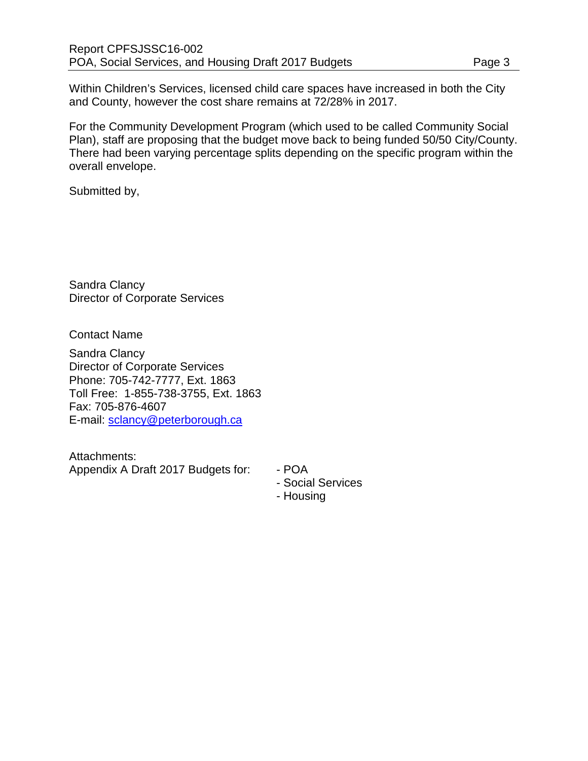Within Children's Services, licensed child care spaces have increased in both the City and County, however the cost share remains at 72/28% in 2017.

For the Community Development Program (which used to be called Community Social Plan), staff are proposing that the budget move back to being funded 50/50 City/County. There had been varying percentage splits depending on the specific program within the overall envelope.

Submitted by,

Sandra Clancy
Director of Corporate Services

Contact Name

Sandra Clancy
Director of Corporate Services
Phone: 705-742-7777, Ext. 1863
Toll Free: 1-855-738-3755, Ext. 1863
Fax: 705-876-4607
E-mail: [sclancy@peterborough.ca](mailto:sclancy@peterborough.ca)

Attachments:
Appendix A Draft 2017 Budgets for:

- POA
- Social Services
- Housing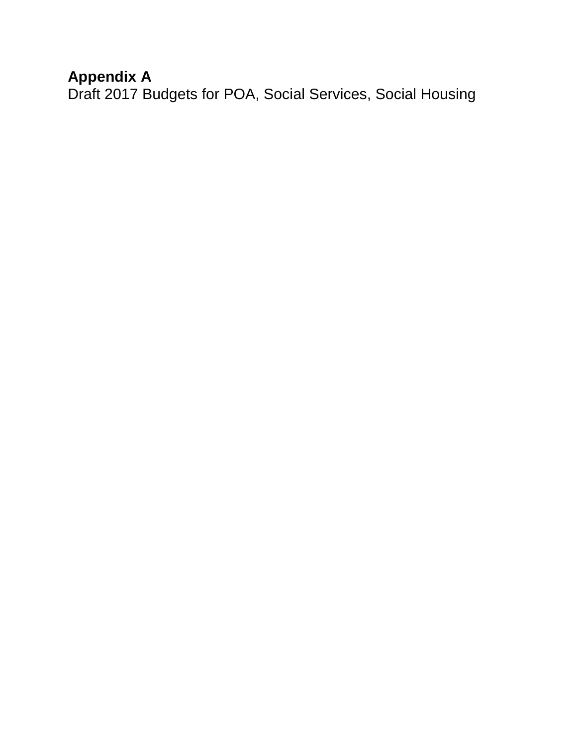**Appendix A**

Draft 2017 Budgets for POA, Social Services, Social Housing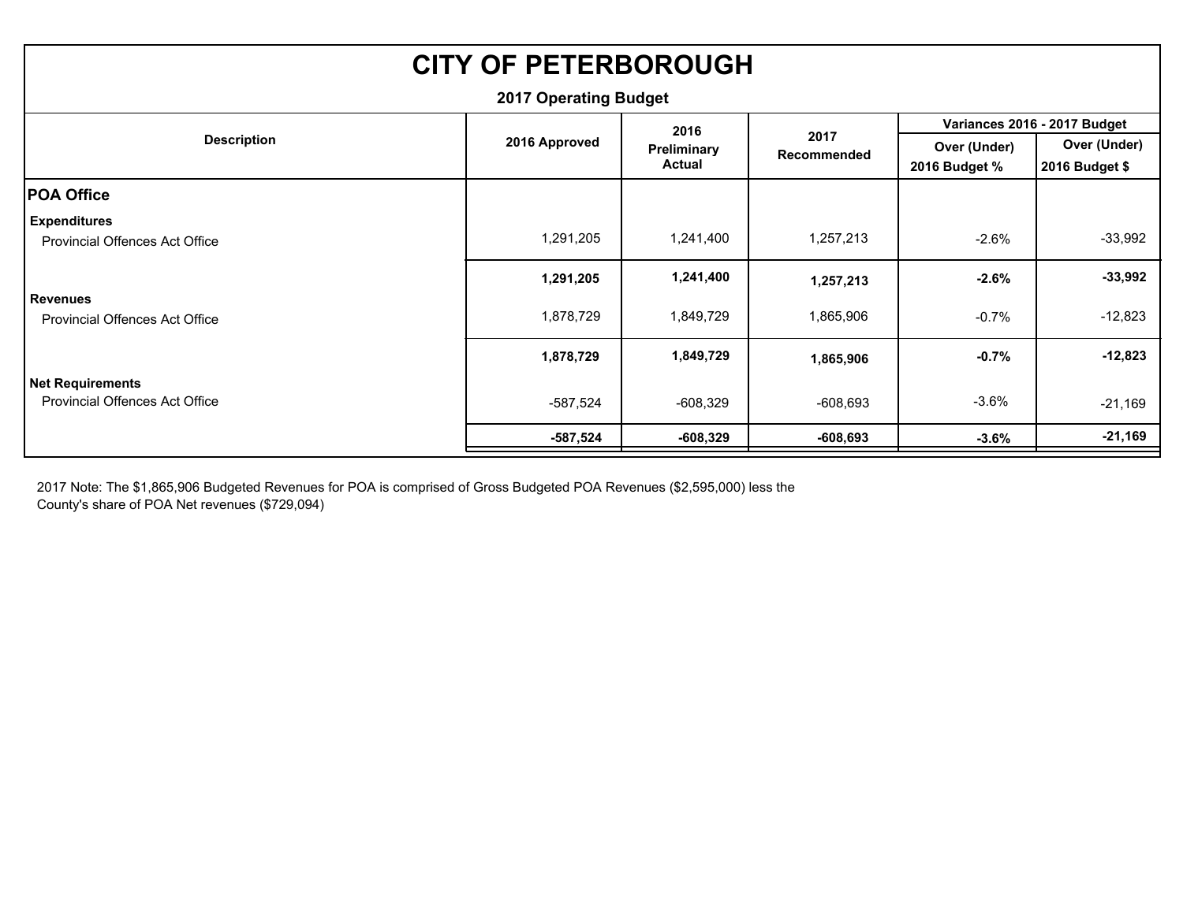# CITY OF PETERBOROUGH

## 2017 Operating Budget

| Description | 2016 Approved | 2016 Preliminary Actual | 2017 Recommended | Variances 2016 - 2017 Budget | |
|---|---|---|---|---|---|
| | | | | Over (Under) 2016 Budget % | Over (Under) 2016 Budget $ |
| **POA Office** | | | | | |
| **Expenditures** | | | | | |
| Provincial Offences Act Office | 1,291,205 | 1,241,400 | 1,257,213 | -2.6% | -33,992 |
| | **1,291,205** | **1,241,400** | **1,257,213** | **-2.6%** | **-33,992** |
| **Revenues** | | | | | |
| Provincial Offences Act Office | 1,878,729 | 1,849,729 | 1,865,906 | -0.7% | -12,823 |
| | **1,878,729** | **1,849,729** | **1,865,906** | **-0.7%** | **-12,823** |
| **Net Requirements** | | | | | |
| Provincial Offences Act Office | -587,524 | -608,329 | -608,693 | -3.6% | -21,169 |
| | **-587,524** | **-608,329** | **-608,693** | **-3.6%** | **-21,169** |

2017 Note: The $1,865,906 Budgeted Revenues for POA is comprised of Gross Budgeted POA Revenues ($2,595,000) less the County's share of POA Net revenues ($729,094)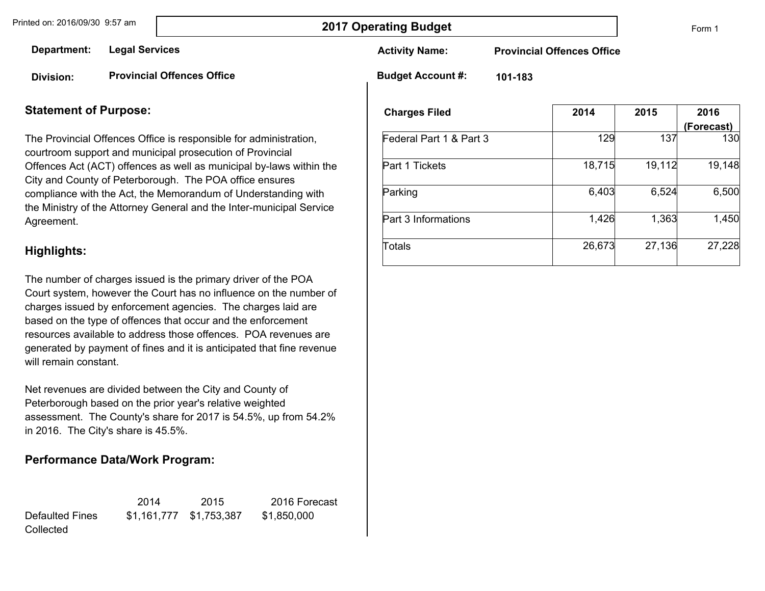Printed on: 2016/09/30 9:57 am

# 2017 Operating Budget

Form 1

**Department:** Legal Services

**Division:** Provincial Offences Office

**Activity Name:** Provincial Offences Office

**Budget Account #:** 101-183

## Statement of Purpose:

The Provincial Offences Office is responsible for administration, courtroom support and municipal prosecution of Provincial Offences Act (ACT) offences as well as municipal by-laws within the City and County of Peterborough. The POA office ensures compliance with the Act, the Memorandum of Understanding with the Ministry of the Attorney General and the Inter-municipal Service Agreement.

## Highlights:

The number of charges issued is the primary driver of the POA Court system, however the Court has no influence on the number of charges issued by enforcement agencies. The charges laid are based on the type of offences that occur and the enforcement resources available to address those offences. POA revenues are generated by payment of fines and it is anticipated that fine revenue will remain constant.

Net revenues are divided between the City and County of Peterborough based on the prior year's relative weighted assessment. The County's share for 2017 is 54.5%, up from 54.2% in 2016. The City's share is 45.5%.

## Performance Data/Work Program:

| | 2014 | 2015 | 2016 Forecast |
|---|---|---|---|
| Defaulted Fines Collected | $1,161,777 | $1,753,387 | $1,850,000 |

| Charges Filed | 2014 | 2015 | 2016 (Forecast) |
|---|---|---|---|
| Federal Part 1 & Part 3 | 129 | 137 | 130 |
| Part 1 Tickets | 18,715 | 19,112 | 19,148 |
| Parking | 6,403 | 6,524 | 6,500 |
| Part 3 Informations | 1,426 | 1,363 | 1,450 |
| Totals | 26,673 | 27,136 | 27,228 |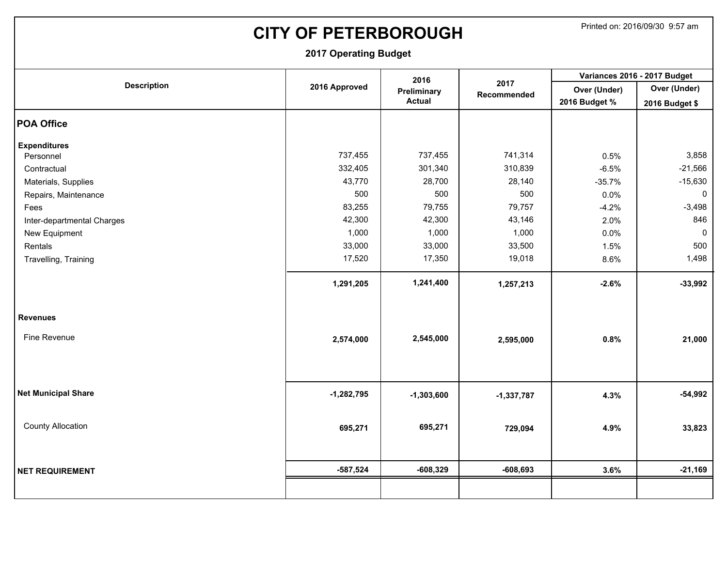# CITY OF PETERBOROUGH

Printed on: 2016/09/30 9:57 am

## 2017 Operating Budget

| Description | 2016 Approved | 2016 Preliminary Actual | 2017 Recommended | Variances 2016 - 2017 Budget | |
|---|---|---|---|---|---|
| | | | | Over (Under) 2016 Budget % | Over (Under) 2016 Budget $ |
| **POA Office** | | | | | |
| **Expenditures** | | | | | |
| Personnel | 737,455 | 737,455 | 741,314 | 0.5% | 3,858 |
| Contractual | 332,405 | 301,340 | 310,839 | -6.5% | -21,566 |
| Materials, Supplies | 43,770 | 28,700 | 28,140 | -35.7% | -15,630 |
| Repairs, Maintenance | 500 | 500 | 500 | 0.0% | 0 |
| Fees | 83,255 | 79,755 | 79,757 | -4.2% | -3,498 |
| Inter-departmental Charges | 42,300 | 42,300 | 43,146 | 2.0% | 846 |
| New Equipment | 1,000 | 1,000 | 1,000 | 0.0% | 0 |
| Rentals | 33,000 | 33,000 | 33,500 | 1.5% | 500 |
| Travelling, Training | 17,520 | 17,350 | 19,018 | 8.6% | 1,498 |
| | **1,291,205** | **1,241,400** | **1,257,213** | **-2.6%** | **-33,992** |
| **Revenues** | | | | | |
| Fine Revenue | **2,574,000** | **2,545,000** | **2,595,000** | **0.8%** | **21,000** |
| **Net Municipal Share** | **-1,282,795** | **-1,303,600** | **-1,337,787** | **4.3%** | **-54,992** |
| County Allocation | **695,271** | **695,271** | **729,094** | **4.9%** | **33,823** |
| **NET REQUIREMENT** | **-587,524** | **-608,329** | **-608,693** | **3.6%** | **-21,169** |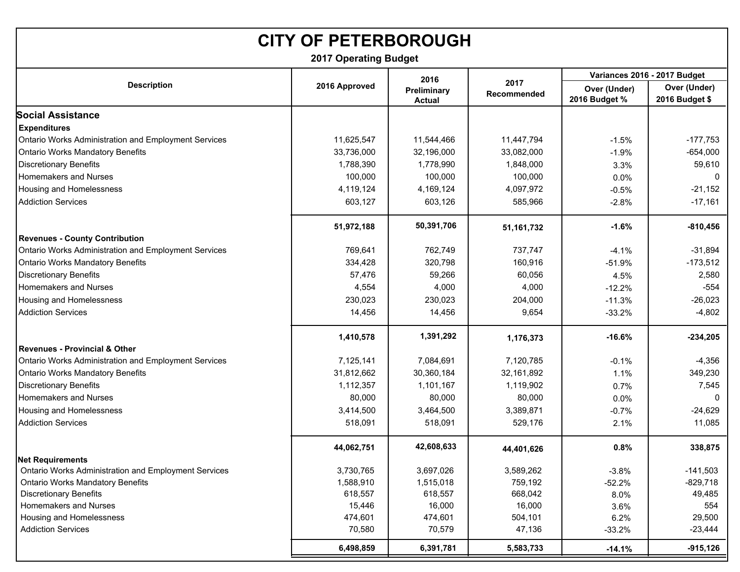# CITY OF PETERBOROUGH

## 2017 Operating Budget

| Description | 2016 Approved | 2016 Preliminary Actual | 2017 Recommended | Variances 2016 - 2017 Budget | |
|---|---|---|---|---|---|
| | | | | Over (Under) 2016 Budget % | Over (Under) 2016 Budget $ |
| **Social Assistance** | | | | | |
| **Expenditures** | | | | | |
| Ontario Works Administration and Employment Services | 11,625,547 | 11,544,466 | 11,447,794 | -1.5% | -177,753 |
| Ontario Works Mandatory Benefits | 33,736,000 | 32,196,000 | 33,082,000 | -1.9% | -654,000 |
| Discretionary Benefits | 1,788,390 | 1,778,990 | 1,848,000 | 3.3% | 59,610 |
| Homemakers and Nurses | 100,000 | 100,000 | 100,000 | 0.0% | 0 |
| Housing and Homelessness | 4,119,124 | 4,169,124 | 4,097,972 | -0.5% | -21,152 |
| Addiction Services | 603,127 | 603,126 | 585,966 | -2.8% | -17,161 |
| | **51,972,188** | **50,391,706** | **51,161,732** | **-1.6%** | **-810,456** |
| **Revenues - County Contribution** | | | | | |
| Ontario Works Administration and Employment Services | 769,641 | 762,749 | 737,747 | -4.1% | -31,894 |
| Ontario Works Mandatory Benefits | 334,428 | 320,798 | 160,916 | -51.9% | -173,512 |
| Discretionary Benefits | 57,476 | 59,266 | 60,056 | 4.5% | 2,580 |
| Homemakers and Nurses | 4,554 | 4,000 | 4,000 | -12.2% | -554 |
| Housing and Homelessness | 230,023 | 230,023 | 204,000 | -11.3% | -26,023 |
| Addiction Services | 14,456 | 14,456 | 9,654 | -33.2% | -4,802 |
| | **1,410,578** | **1,391,292** | **1,176,373** | **-16.6%** | **-234,205** |
| **Revenues - Provincial & Other** | | | | | |
| Ontario Works Administration and Employment Services | 7,125,141 | 7,084,691 | 7,120,785 | -0.1% | -4,356 |
| Ontario Works Mandatory Benefits | 31,812,662 | 30,360,184 | 32,161,892 | 1.1% | 349,230 |
| Discretionary Benefits | 1,112,357 | 1,101,167 | 1,119,902 | 0.7% | 7,545 |
| Homemakers and Nurses | 80,000 | 80,000 | 80,000 | 0.0% | 0 |
| Housing and Homelessness | 3,414,500 | 3,464,500 | 3,389,871 | -0.7% | -24,629 |
| Addiction Services | 518,091 | 518,091 | 529,176 | 2.1% | 11,085 |
| | **44,062,751** | **42,608,633** | **44,401,626** | **0.8%** | **338,875** |
| **Net Requirements** | | | | | |
| Ontario Works Administration and Employment Services | 3,730,765 | 3,697,026 | 3,589,262 | -3.8% | -141,503 |
| Ontario Works Mandatory Benefits | 1,588,910 | 1,515,018 | 759,192 | -52.2% | -829,718 |
| Discretionary Benefits | 618,557 | 618,557 | 668,042 | 8.0% | 49,485 |
| Homemakers and Nurses | 15,446 | 16,000 | 16,000 | 3.6% | 554 |
| Housing and Homelessness | 474,601 | 474,601 | 504,101 | 6.2% | 29,500 |
| Addiction Services | 70,580 | 70,579 | 47,136 | -33.2% | -23,444 |
| | **6,498,859** | **6,391,781** | **5,583,733** | **-14.1%** | **-915,126** |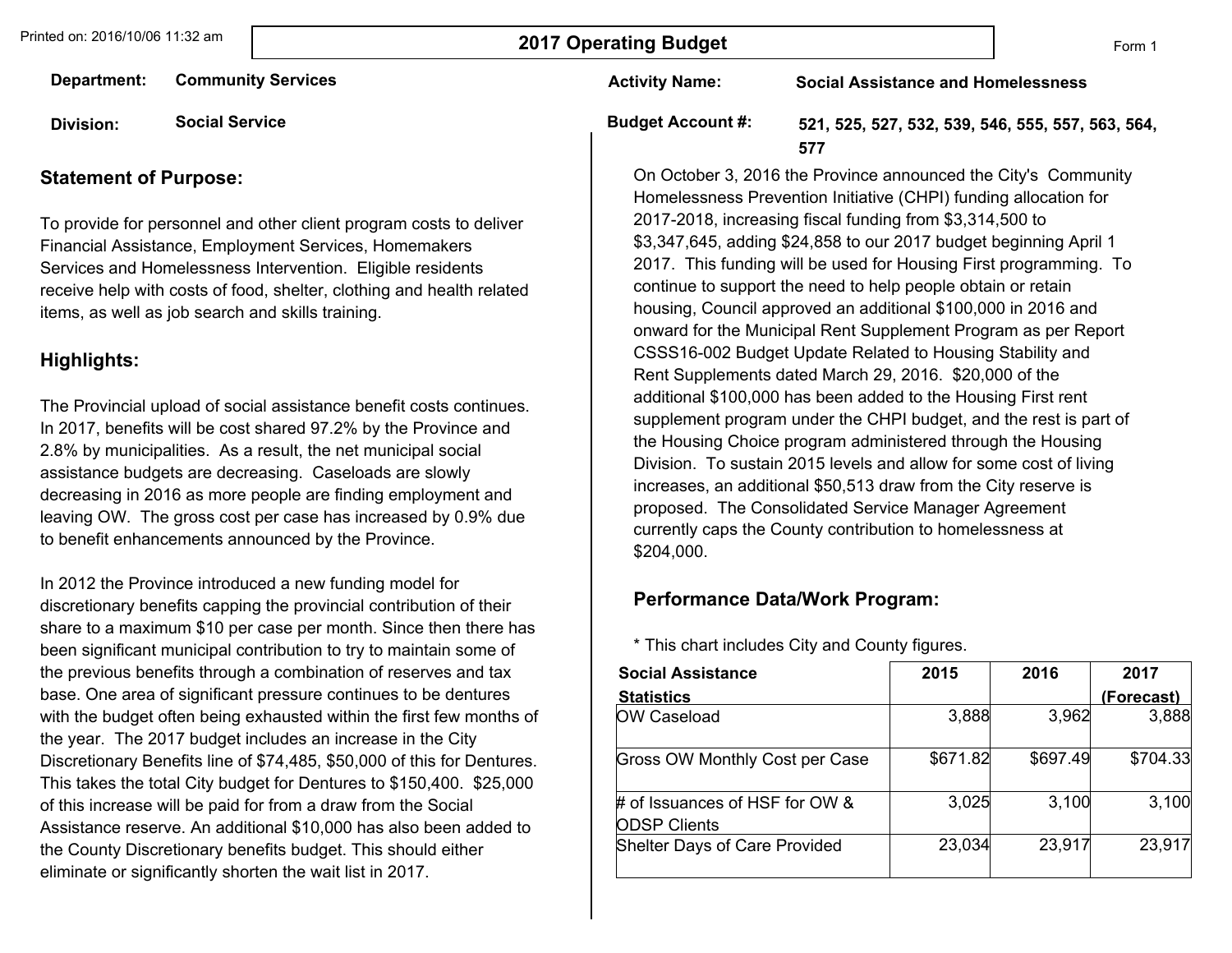Printed on: 2016/10/06 11:32 am

# 2017 Operating Budget

Form 1

**Department:** Community Services

**Division:** Social Service

**Activity Name:** Social Assistance and Homelessness

**Budget Account #:** 521, 525, 527, 532, 539, 546, 555, 557, 563, 564, 577

## Statement of Purpose:

To provide for personnel and other client program costs to deliver Financial Assistance, Employment Services, Homemakers Services and Homelessness Intervention. Eligible residents receive help with costs of food, shelter, clothing and health related items, as well as job search and skills training.

## Highlights:

The Provincial upload of social assistance benefit costs continues. In 2017, benefits will be cost shared 97.2% by the Province and 2.8% by municipalities. As a result, the net municipal social assistance budgets are decreasing. Caseloads are slowly decreasing in 2016 as more people are finding employment and leaving OW. The gross cost per case has increased by 0.9% due to benefit enhancements announced by the Province.

In 2012 the Province introduced a new funding model for discretionary benefits capping the provincial contribution of their share to a maximum $10 per case per month. Since then there has been significant municipal contribution to try to maintain some of the previous benefits through a combination of reserves and tax base. One area of significant pressure continues to be dentures with the budget often being exhausted within the first few months of the year. The 2017 budget includes an increase in the City Discretionary Benefits line of $74,485, $50,000 of this for Dentures. This takes the total City budget for Dentures to $150,400. $25,000 of this increase will be paid for from a draw from the Social Assistance reserve. An additional $10,000 has also been added to the County Discretionary benefits budget. This should either eliminate or significantly shorten the wait list in 2017.

On October 3, 2016 the Province announced the City's Community Homelessness Prevention Initiative (CHPI) funding allocation for 2017-2018, increasing fiscal funding from $3,314,500 to $3,347,645, adding $24,858 to our 2017 budget beginning April 1 2017. This funding will be used for Housing First programming. To continue to support the need to help people obtain or retain housing, Council approved an additional $100,000 in 2016 and onward for the Municipal Rent Supplement Program as per Report CSSS16-002 Budget Update Related to Housing Stability and Rent Supplements dated March 29, 2016. $20,000 of the additional $100,000 has been added to the Housing First rent supplement program under the CHPI budget, and the rest is part of the Housing Choice program administered through the Housing Division. To sustain 2015 levels and allow for some cost of living increases, an additional $50,513 draw from the City reserve is proposed. The Consolidated Service Manager Agreement currently caps the County contribution to homelessness at $204,000.

## Performance Data/Work Program:

* This chart includes City and County figures.

| Social Assistance Statistics | 2015 | 2016 | 2017 (Forecast) |
|---|---|---|---|
| OW Caseload | 3,888 | 3,962 | 3,888 |
| Gross OW Monthly Cost per Case | $671.82 | $697.49 | $704.33 |
| # of Issuances of HSF for OW & ODSP Clients | 3,025 | 3,100 | 3,100 |
| Shelter Days of Care Provided | 23,034 | 23,917 | 23,917 |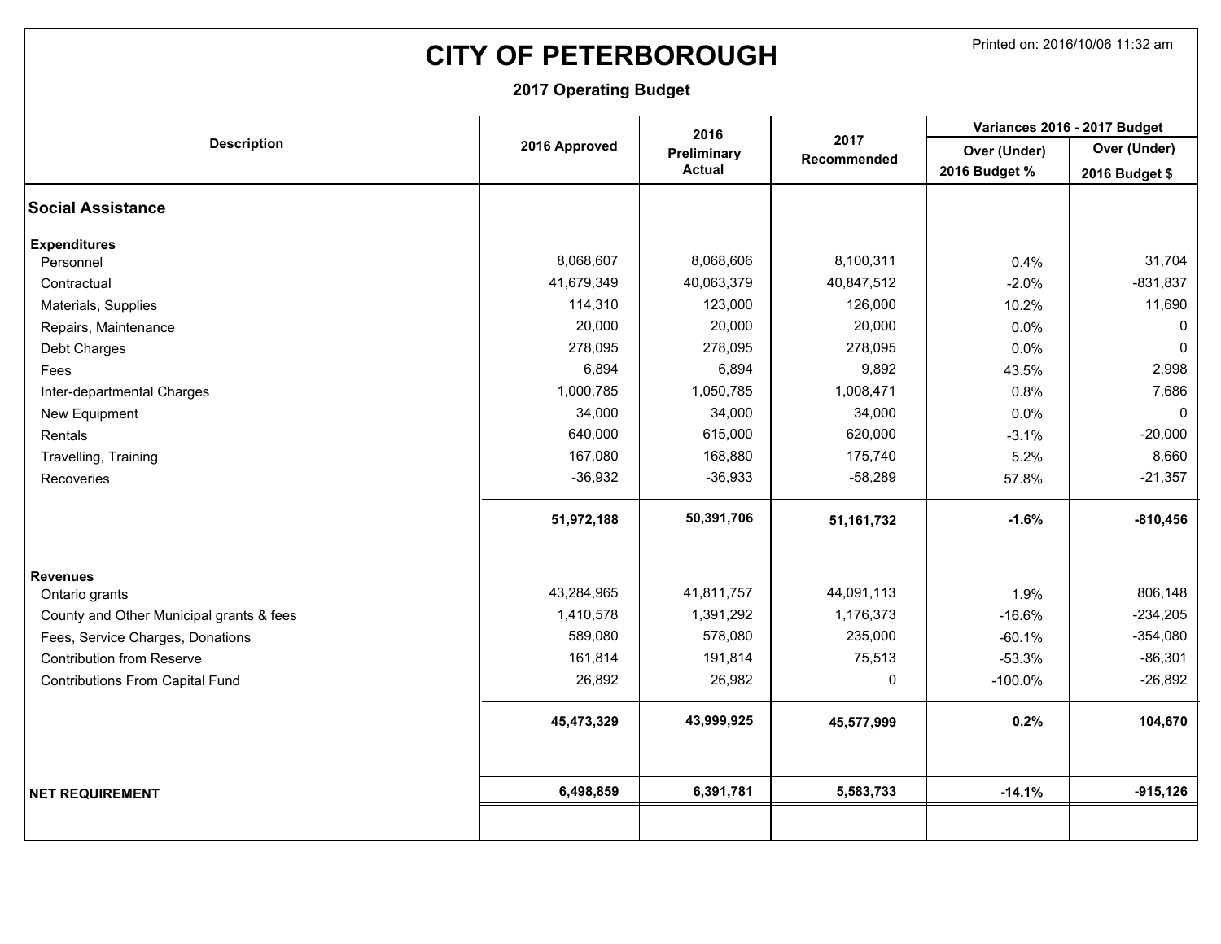# CITY OF PETERBOROUGH

Printed on: 2016/10/06 11:32 am

**2017 Operating Budget**

| Description | 2016 Approved | 2016 Preliminary Actual | 2017 Recommended | Variances 2016 - 2017 Budget | |
|---|---|---|---|---|---|
| | | | | Over (Under) 2016 Budget % | Over (Under) 2016 Budget $ |
| **Social Assistance** | | | | | |
| **Expenditures** | | | | | |
| Personnel | 8,068,607 | 8,068,606 | 8,100,311 | 0.4% | 31,704 |
| Contractual | 41,679,349 | 40,063,379 | 40,847,512 | -2.0% | -831,837 |
| Materials, Supplies | 114,310 | 123,000 | 126,000 | 10.2% | 11,690 |
| Repairs, Maintenance | 20,000 | 20,000 | 20,000 | 0.0% | 0 |
| Debt Charges | 278,095 | 278,095 | 278,095 | 0.0% | 0 |
| Fees | 6,894 | 6,894 | 9,892 | 43.5% | 2,998 |
| Inter-departmental Charges | 1,000,785 | 1,050,785 | 1,008,471 | 0.8% | 7,686 |
| New Equipment | 34,000 | 34,000 | 34,000 | 0.0% | 0 |
| Rentals | 640,000 | 615,000 | 620,000 | -3.1% | -20,000 |
| Travelling, Training | 167,080 | 168,880 | 175,740 | 5.2% | 8,660 |
| Recoveries | -36,932 | -36,933 | -58,289 | 57.8% | -21,357 |
| | **51,972,188** | **50,391,706** | **51,161,732** | **-1.6%** | **-810,456** |
| **Revenues** | | | | | |
| Ontario grants | 43,284,965 | 41,811,757 | 44,091,113 | 1.9% | 806,148 |
| County and Other Municipal grants & fees | 1,410,578 | 1,391,292 | 1,176,373 | -16.6% | -234,205 |
| Fees, Service Charges, Donations | 589,080 | 578,080 | 235,000 | -60.1% | -354,080 |
| Contribution from Reserve | 161,814 | 191,814 | 75,513 | -53.3% | -86,301 |
| Contributions From Capital Fund | 26,892 | 26,982 | 0 | -100.0% | -26,892 |
| | **45,473,329** | **43,999,925** | **45,577,999** | **0.2%** | **104,670** |
| **NET REQUIREMENT** | **6,498,859** | **6,391,781** | **5,583,733** | **-14.1%** | **-915,126** |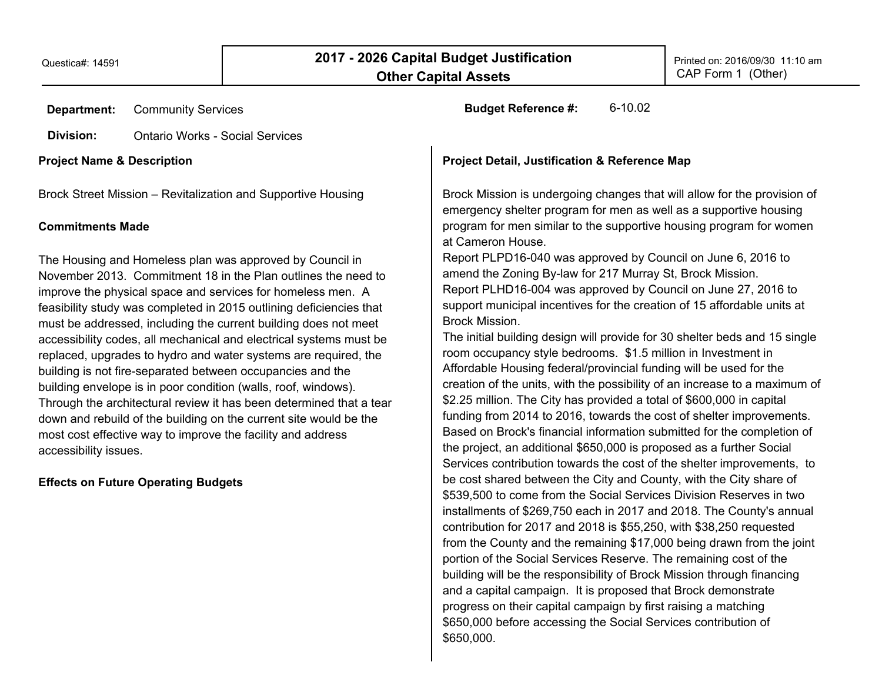Questica#: 14591

# 2017 - 2026 Capital Budget Justification
## Other Capital Assets

Printed on: 2016/09/30 11:10 am
CAP Form 1 (Other)

**Department:** Community Services

**Budget Reference #:** 6-10.02

**Division:** Ontario Works - Social Services

### Project Name & Description

Brock Street Mission – Revitalization and Supportive Housing

### Commitments Made

The Housing and Homeless plan was approved by Council in November 2013. Commitment 18 in the Plan outlines the need to improve the physical space and services for homeless men. A feasibility study was completed in 2015 outlining deficiencies that must be addressed, including the current building does not meet accessibility codes, all mechanical and electrical systems must be replaced, upgrades to hydro and water systems are required, the building is not fire-separated between occupancies and the building envelope is in poor condition (walls, roof, windows). Through the architectural review it has been determined that a tear down and rebuild of the building on the current site would be the most cost effective way to improve the facility and address accessibility issues.

### Effects on Future Operating Budgets

### Project Detail, Justification & Reference Map

Brock Mission is undergoing changes that will allow for the provision of emergency shelter program for men as well as a supportive housing program for men similar to the supportive housing program for women at Cameron House.
Report PLPD16-040 was approved by Council on June 6, 2016 to amend the Zoning By-law for 217 Murray St, Brock Mission.
Report PLHD16-004 was approved by Council on June 27, 2016 to support municipal incentives for the creation of 15 affordable units at Brock Mission.
The initial building design will provide for 30 shelter beds and 15 single room occupancy style bedrooms. $1.5 million in Investment in Affordable Housing federal/provincial funding will be used for the creation of the units, with the possibility of an increase to a maximum of $2.25 million. The City has provided a total of $600,000 in capital funding from 2014 to 2016, towards the cost of shelter improvements. Based on Brock's financial information submitted for the completion of the project, an additional $650,000 is proposed as a further Social Services contribution towards the cost of the shelter improvements, to be cost shared between the City and County, with the City share of $539,500 to come from the Social Services Division Reserves in two installments of $269,750 each in 2017 and 2018. The County's annual contribution for 2017 and 2018 is $55,250, with $38,250 requested from the County and the remaining $17,000 being drawn from the joint portion of the Social Services Reserve. The remaining cost of the building will be the responsibility of Brock Mission through financing and a capital campaign. It is proposed that Brock demonstrate progress on their capital campaign by first raising a matching $650,000 before accessing the Social Services contribution of $650,000.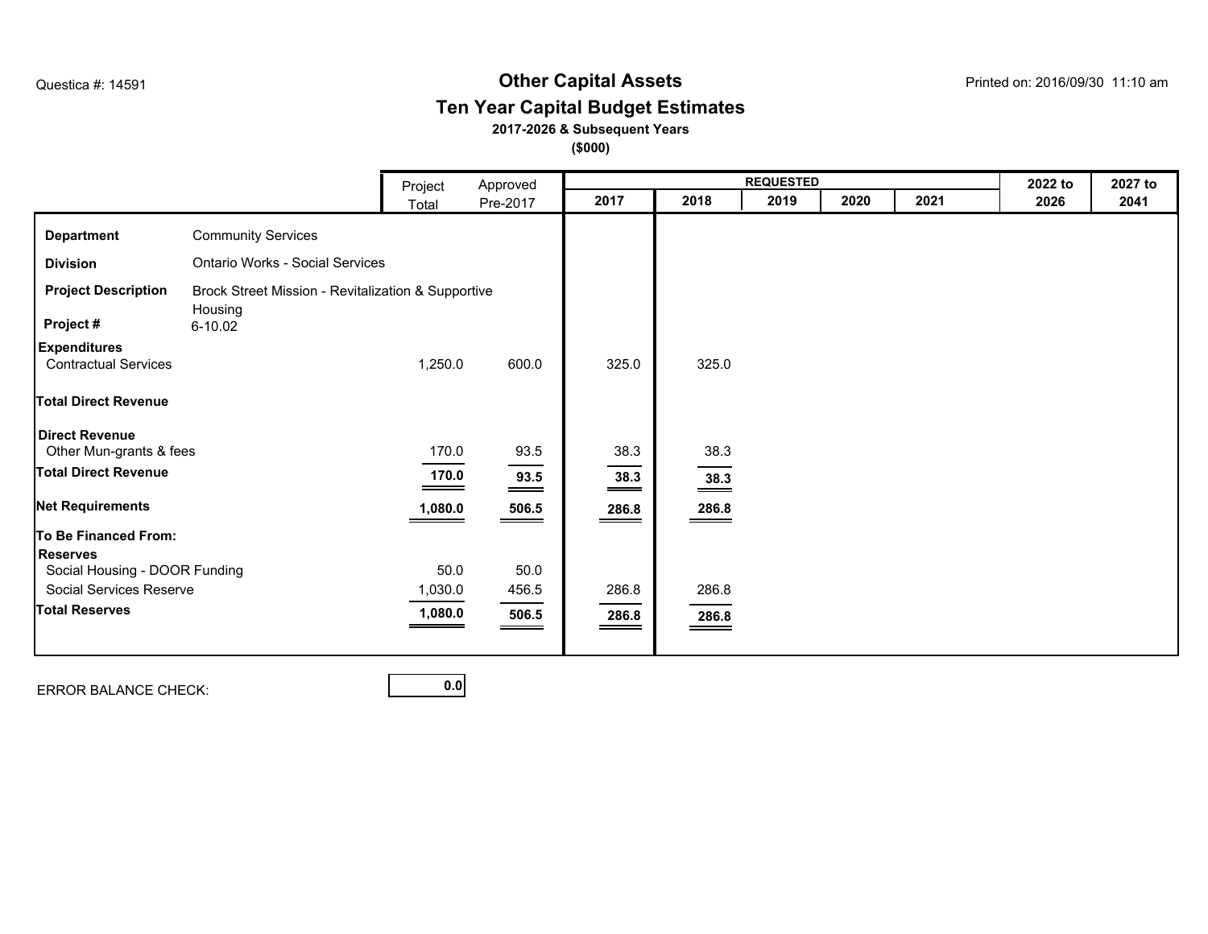Questica #: 14591

# Other Capital Assets
## Ten Year Capital Budget Estimates
**2017-2026 & Subsequent Years**
**($000)**

Printed on: 2016/09/30 11:10 am

| | Project Total | Approved Pre-2017 | REQUESTED 2017 | 2018 | 2019 | 2020 | 2021 | 2022 to 2026 | 2027 to 2041 |
|---|---|---|---|---|---|---|---|---|---|
| **Department** Community Services | | | | | | | | | |
| **Division** Ontario Works - Social Services | | | | | | | | | |
| **Project Description** Brock Street Mission - Revitalization & Supportive Housing | | | | | | | | | |
| **Project #** 6-10.02 | | | | | | | | | |
| **Expenditures** | | | | | | | | | |
| Contractual Services | 1,250.0 | 600.0 | 325.0 | 325.0 | | | | | |
| **Total Direct Revenue** | | | | | | | | | |
| **Direct Revenue** | | | | | | | | | |
| Other Mun-grants & fees | 170.0 | 93.5 | 38.3 | 38.3 | | | | | |
| **Total Direct Revenue** | **170.0** | **93.5** | **38.3** | **38.3** | | | | | |
| **Net Requirements** | **1,080.0** | **506.5** | **286.8** | **286.8** | | | | | |
| **To Be Financed From:** | | | | | | | | | |
| **Reserves** | | | | | | | | | |
| Social Housing - DOOR Funding | 50.0 | 50.0 | | | | | | | |
| Social Services Reserve | 1,030.0 | 456.5 | 286.8 | 286.8 | | | | | |
| **Total Reserves** | **1,080.0** | **506.5** | **286.8** | **286.8** | | | | | |

ERROR BALANCE CHECK: **0.0**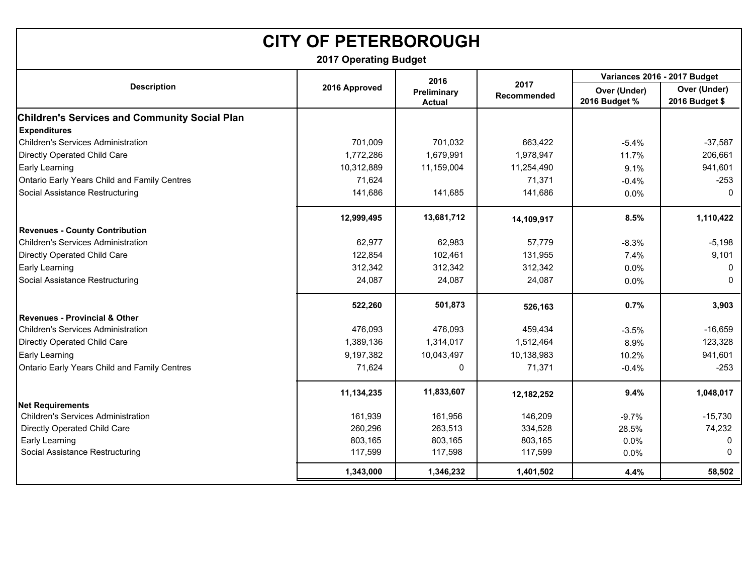# CITY OF PETERBOROUGH

## 2017 Operating Budget

| Description | 2016 Approved | 2016 Preliminary Actual | 2017 Recommended | Variances 2016 - 2017 Budget | |
|---|---|---|---|---|---|
| | | | | Over (Under) 2016 Budget % | Over (Under) 2016 Budget $ |
| **Children's Services and Community Social Plan** | | | | | |
| **Expenditures** | | | | | |
| Children's Services Administration | 701,009 | 701,032 | 663,422 | -5.4% | -37,587 |
| Directly Operated Child Care | 1,772,286 | 1,679,991 | 1,978,947 | 11.7% | 206,661 |
| Early Learning | 10,312,889 | 11,159,004 | 11,254,490 | 9.1% | 941,601 |
| Ontario Early Years Child and Family Centres | 71,624 | | 71,371 | -0.4% | -253 |
| Social Assistance Restructuring | 141,686 | 141,685 | 141,686 | 0.0% | 0 |
| | **12,999,495** | **13,681,712** | **14,109,917** | **8.5%** | **1,110,422** |
| **Revenues - County Contribution** | | | | | |
| Children's Services Administration | 62,977 | 62,983 | 57,779 | -8.3% | -5,198 |
| Directly Operated Child Care | 122,854 | 102,461 | 131,955 | 7.4% | 9,101 |
| Early Learning | 312,342 | 312,342 | 312,342 | 0.0% | 0 |
| Social Assistance Restructuring | 24,087 | 24,087 | 24,087 | 0.0% | 0 |
| | **522,260** | **501,873** | **526,163** | **0.7%** | **3,903** |
| **Revenues - Provincial & Other** | | | | | |
| Children's Services Administration | 476,093 | 476,093 | 459,434 | -3.5% | -16,659 |
| Directly Operated Child Care | 1,389,136 | 1,314,017 | 1,512,464 | 8.9% | 123,328 |
| Early Learning | 9,197,382 | 10,043,497 | 10,138,983 | 10.2% | 941,601 |
| Ontario Early Years Child and Family Centres | 71,624 | 0 | 71,371 | -0.4% | -253 |
| | **11,134,235** | **11,833,607** | **12,182,252** | **9.4%** | **1,048,017** |
| **Net Requirements** | | | | | |
| Children's Services Administration | 161,939 | 161,956 | 146,209 | -9.7% | -15,730 |
| Directly Operated Child Care | 260,296 | 263,513 | 334,528 | 28.5% | 74,232 |
| Early Learning | 803,165 | 803,165 | 803,165 | 0.0% | 0 |
| Social Assistance Restructuring | 117,599 | 117,598 | 117,599 | 0.0% | 0 |
| | **1,343,000** | **1,346,232** | **1,401,502** | **4.4%** | **58,502** |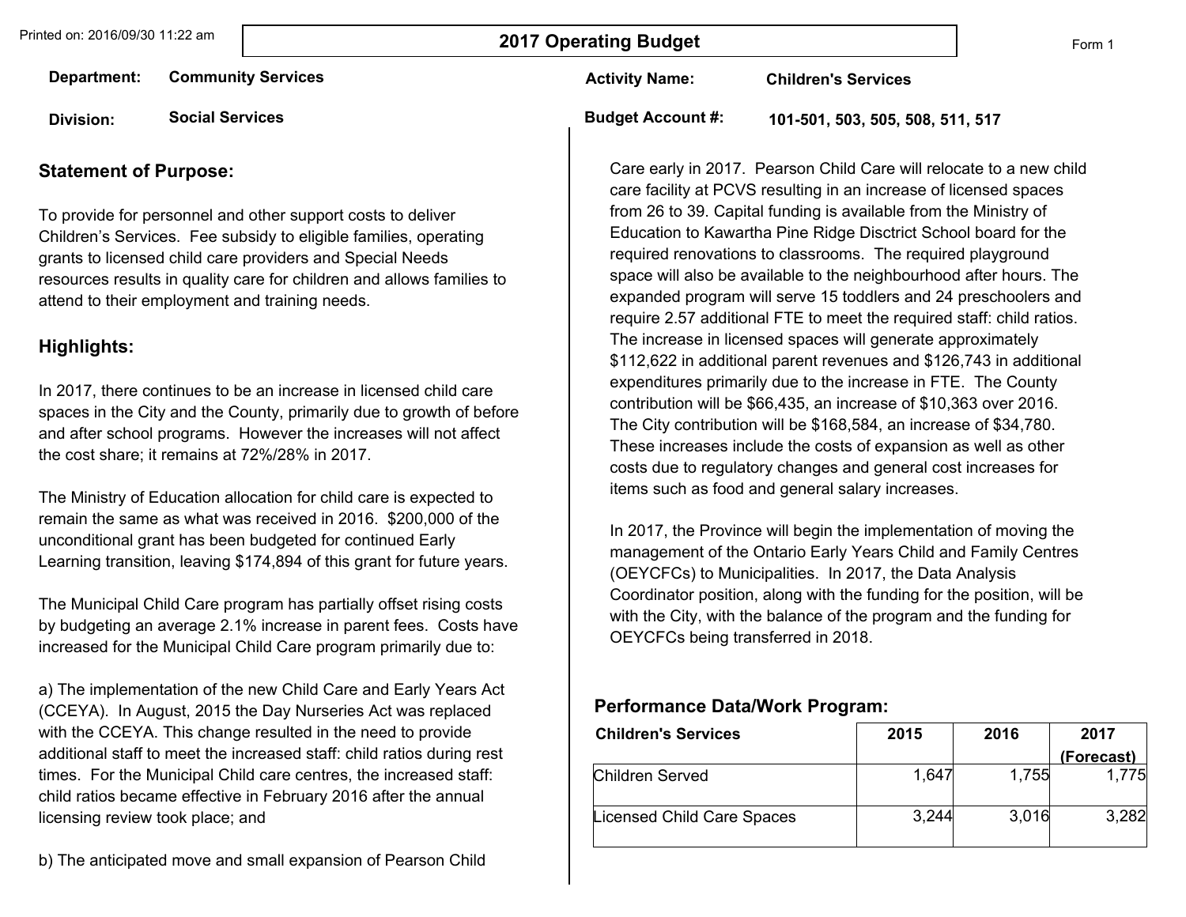Printed on: 2016/09/30 11:22 am

# 2017 Operating Budget

Form 1

**Department:** Community Services

**Division:** Social Services

**Activity Name:** Children's Services

**Budget Account #:** 101-501, 503, 505, 508, 511, 517

## Statement of Purpose:

To provide for personnel and other support costs to deliver Children's Services. Fee subsidy to eligible families, operating grants to licensed child care providers and Special Needs resources results in quality care for children and allows families to attend to their employment and training needs.

## Highlights:

In 2017, there continues to be an increase in licensed child care spaces in the City and the County, primarily due to growth of before and after school programs. However the increases will not affect the cost share; it remains at 72%/28% in 2017.

The Ministry of Education allocation for child care is expected to remain the same as what was received in 2016. $200,000 of the unconditional grant has been budgeted for continued Early Learning transition, leaving $174,894 of this grant for future years.

The Municipal Child Care program has partially offset rising costs by budgeting an average 2.1% increase in parent fees. Costs have increased for the Municipal Child Care program primarily due to:

a) The implementation of the new Child Care and Early Years Act (CCEYA). In August, 2015 the Day Nurseries Act was replaced with the CCEYA. This change resulted in the need to provide additional staff to meet the increased staff: child ratios during rest times. For the Municipal Child care centres, the increased staff: child ratios became effective in February 2016 after the annual licensing review took place; and

b) The anticipated move and small expansion of Pearson Child Care early in 2017. Pearson Child Care will relocate to a new child care facility at PCVS resulting in an increase of licensed spaces from 26 to 39. Capital funding is available from the Ministry of Education to Kawartha Pine Ridge Disctrict School board for the required renovations to classrooms. The required playground space will also be available to the neighbourhood after hours. The expanded program will serve 15 toddlers and 24 preschoolers and require 2.57 additional FTE to meet the required staff: child ratios. The increase in licensed spaces will generate approximately $112,622 in additional parent revenues and $126,743 in additional expenditures primarily due to the increase in FTE. The County contribution will be $66,435, an increase of $10,363 over 2016. The City contribution will be $168,584, an increase of $34,780. These increases include the costs of expansion as well as other costs due to regulatory changes and general cost increases for items such as food and general salary increases.

In 2017, the Province will begin the implementation of moving the management of the Ontario Early Years Child and Family Centres (OEYCFCs) to Municipalities. In 2017, the Data Analysis Coordinator position, along with the funding for the position, will be with the City, with the balance of the program and the funding for OEYCFCs being transferred in 2018.

## Performance Data/Work Program:

| Children's Services | 2015 | 2016 | 2017 (Forecast) |
|---|---|---|---|
| Children Served | 1,647 | 1,755 | 1,775 |
| Licensed Child Care Spaces | 3,244 | 3,016 | 3,282 |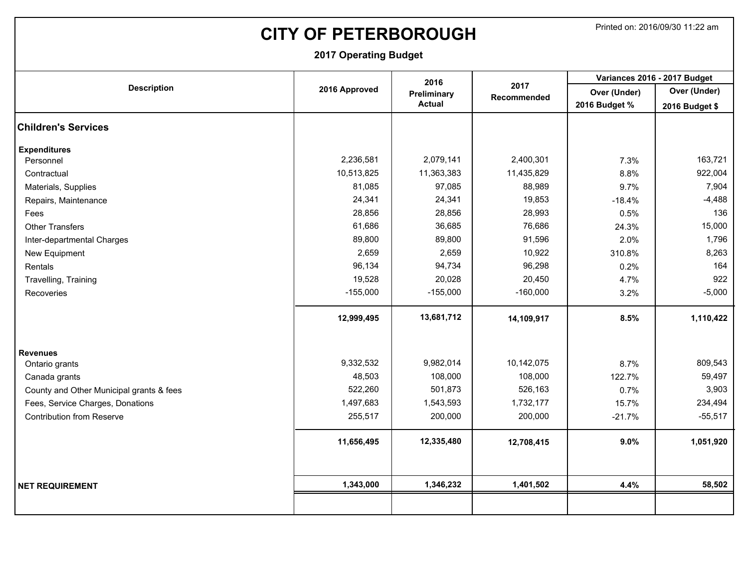# CITY OF PETERBOROUGH

Printed on: 2016/09/30 11:22 am

## 2017 Operating Budget

| Description | 2016 Approved | 2016 Preliminary Actual | 2017 Recommended | Variances 2016 - 2017 Budget | |
|---|---|---|---|---|---|
| | | | | Over (Under) 2016 Budget % | Over (Under) 2016 Budget $ |
| **Children's Services** | | | | | |
| **Expenditures** | | | | | |
| Personnel | 2,236,581 | 2,079,141 | 2,400,301 | 7.3% | 163,721 |
| Contractual | 10,513,825 | 11,363,383 | 11,435,829 | 8.8% | 922,004 |
| Materials, Supplies | 81,085 | 97,085 | 88,989 | 9.7% | 7,904 |
| Repairs, Maintenance | 24,341 | 24,341 | 19,853 | -18.4% | -4,488 |
| Fees | 28,856 | 28,856 | 28,993 | 0.5% | 136 |
| Other Transfers | 61,686 | 36,685 | 76,686 | 24.3% | 15,000 |
| Inter-departmental Charges | 89,800 | 89,800 | 91,596 | 2.0% | 1,796 |
| New Equipment | 2,659 | 2,659 | 10,922 | 310.8% | 8,263 |
| Rentals | 96,134 | 94,734 | 96,298 | 0.2% | 164 |
| Travelling, Training | 19,528 | 20,028 | 20,450 | 4.7% | 922 |
| Recoveries | -155,000 | -155,000 | -160,000 | 3.2% | -5,000 |
| | **12,999,495** | **13,681,712** | **14,109,917** | **8.5%** | **1,110,422** |
| **Revenues** | | | | | |
| Ontario grants | 9,332,532 | 9,982,014 | 10,142,075 | 8.7% | 809,543 |
| Canada grants | 48,503 | 108,000 | 108,000 | 122.7% | 59,497 |
| County and Other Municipal grants & fees | 522,260 | 501,873 | 526,163 | 0.7% | 3,903 |
| Fees, Service Charges, Donations | 1,497,683 | 1,543,593 | 1,732,177 | 15.7% | 234,494 |
| Contribution from Reserve | 255,517 | 200,000 | 200,000 | -21.7% | -55,517 |
| | **11,656,495** | **12,335,480** | **12,708,415** | **9.0%** | **1,051,920** |
| **NET REQUIREMENT** | **1,343,000** | **1,346,232** | **1,401,502** | **4.4%** | **58,502** |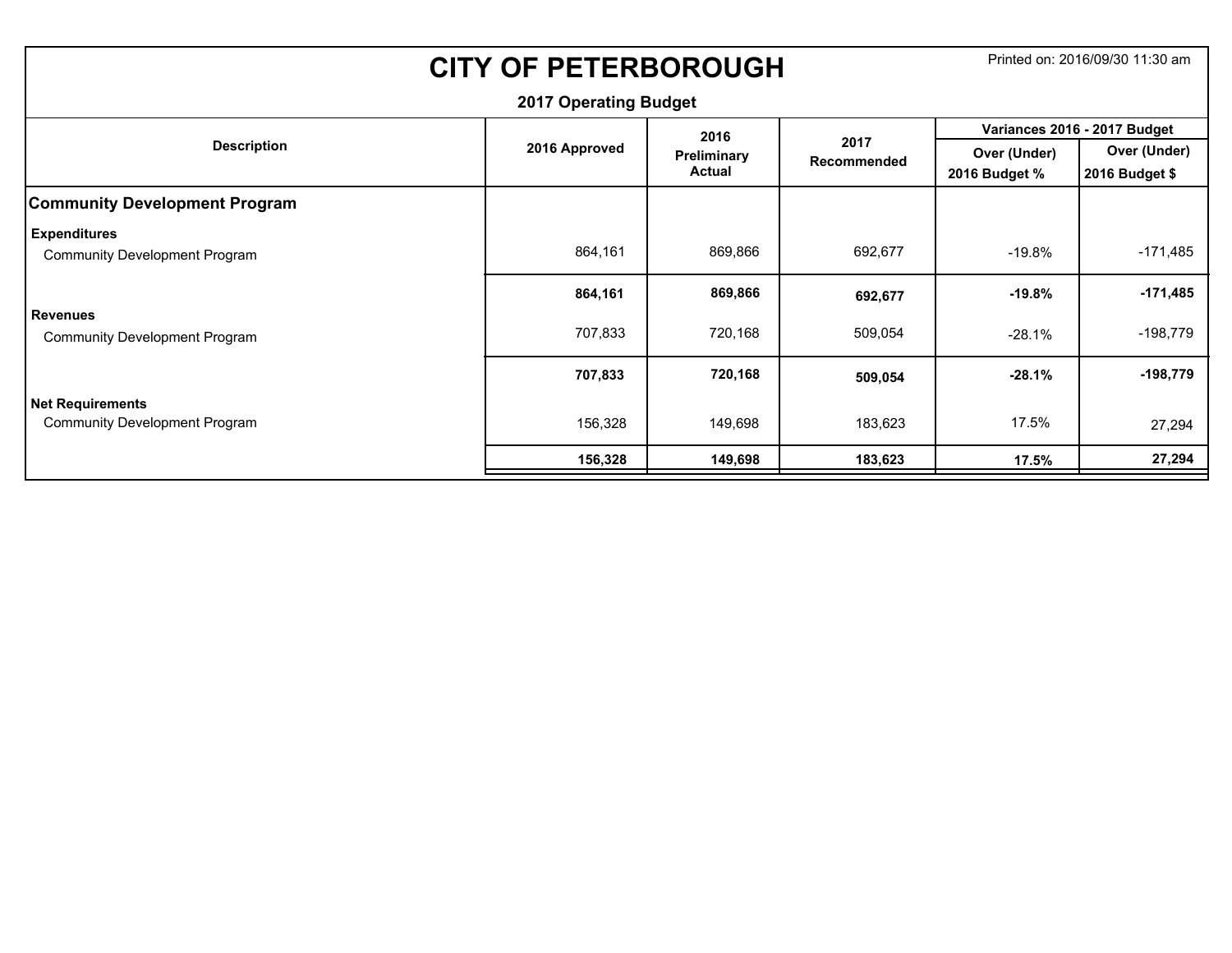# CITY OF PETERBOROUGH

Printed on: 2016/09/30 11:30 am

## 2017 Operating Budget

| Description | 2016 Approved | 2016 Preliminary Actual | 2017 Recommended | Variances 2016 - 2017 Budget | |
|---|---|---|---|---|---|
| | | | | Over (Under) 2016 Budget % | Over (Under) 2016 Budget $ |
| **Community Development Program** | | | | | |
| **Expenditures** | | | | | |
| Community Development Program | 864,161 | 869,866 | 692,677 | -19.8% | -171,485 |
| | **864,161** | **869,866** | **692,677** | **-19.8%** | **-171,485** |
| **Revenues** | | | | | |
| Community Development Program | 707,833 | 720,168 | 509,054 | -28.1% | -198,779 |
| | **707,833** | **720,168** | **509,054** | **-28.1%** | **-198,779** |
| **Net Requirements** | | | | | |
| Community Development Program | 156,328 | 149,698 | 183,623 | 17.5% | 27,294 |
| | **156,328** | **149,698** | **183,623** | **17.5%** | **27,294** |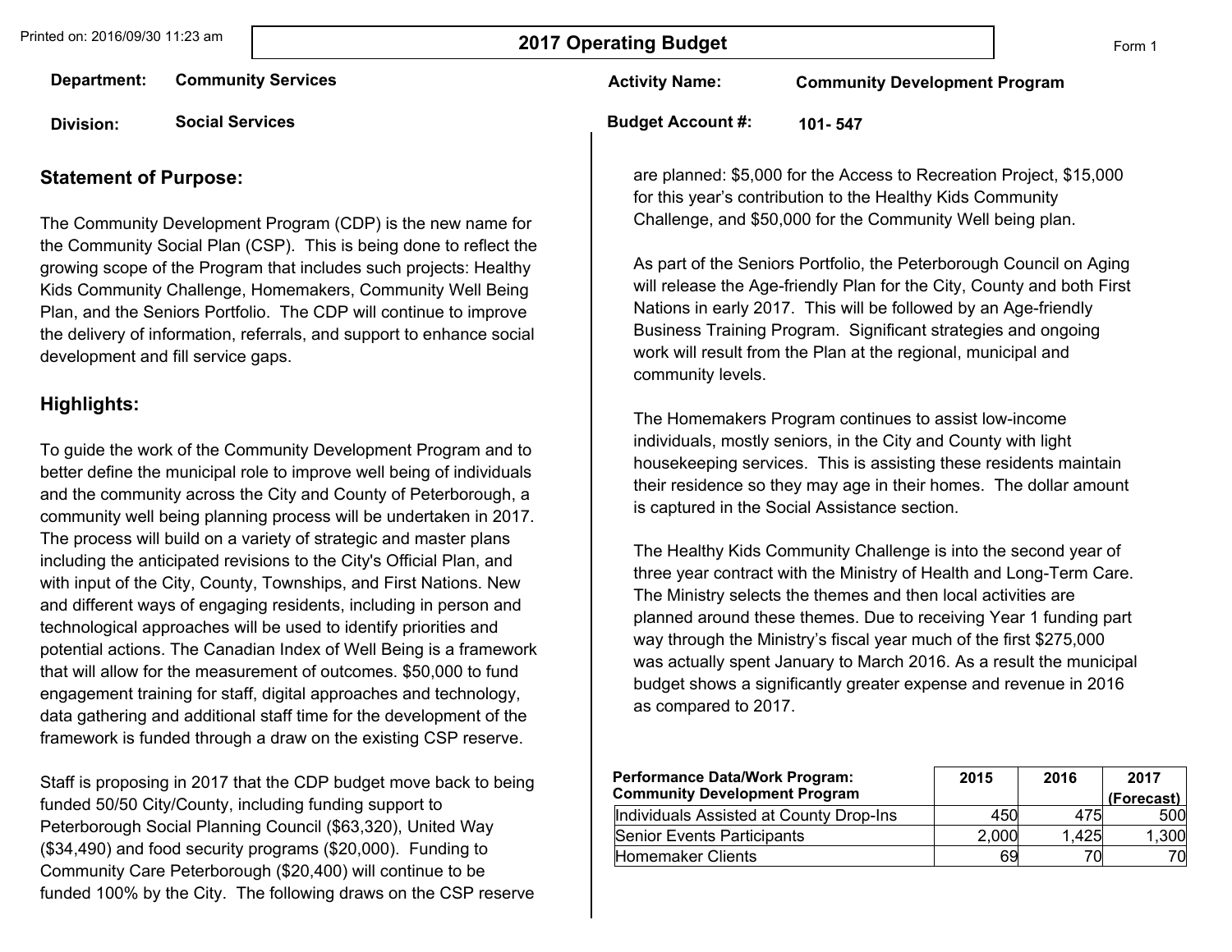# 2017 Operating Budget

Form 1

**Department:** Community Services

**Division:** Social Services

**Activity Name:** Community Development Program

**Budget Account #:** 101- 547

## Statement of Purpose:

The Community Development Program (CDP) is the new name for the Community Social Plan (CSP). This is being done to reflect the growing scope of the Program that includes such projects: Healthy Kids Community Challenge, Homemakers, Community Well Being Plan, and the Seniors Portfolio. The CDP will continue to improve the delivery of information, referrals, and support to enhance social development and fill service gaps.

## Highlights:

To guide the work of the Community Development Program and to better define the municipal role to improve well being of individuals and the community across the City and County of Peterborough, a community well being planning process will be undertaken in 2017. The process will build on a variety of strategic and master plans including the anticipated revisions to the City's Official Plan, and with input of the City, County, Townships, and First Nations. New and different ways of engaging residents, including in person and technological approaches will be used to identify priorities and potential actions. The Canadian Index of Well Being is a framework that will allow for the measurement of outcomes. $50,000 to fund engagement training for staff, digital approaches and technology, data gathering and additional staff time for the development of the framework is funded through a draw on the existing CSP reserve.

Staff is proposing in 2017 that the CDP budget move back to being funded 50/50 City/County, including funding support to Peterborough Social Planning Council ($63,320), United Way ($34,490) and food security programs ($20,000). Funding to Community Care Peterborough ($20,400) will continue to be funded 100% by the City. The following draws on the CSP reserve are planned: $5,000 for the Access to Recreation Project, $15,000 for this year's contribution to the Healthy Kids Community Challenge, and $50,000 for the Community Well being plan.

As part of the Seniors Portfolio, the Peterborough Council on Aging will release the Age-friendly Plan for the City, County and both First Nations in early 2017. This will be followed by an Age-friendly Business Training Program. Significant strategies and ongoing work will result from the Plan at the regional, municipal and community levels.

The Homemakers Program continues to assist low-income individuals, mostly seniors, in the City and County with light housekeeping services. This is assisting these residents maintain their residence so they may age in their homes. The dollar amount is captured in the Social Assistance section.

The Healthy Kids Community Challenge is into the second year of three year contract with the Ministry of Health and Long-Term Care. The Ministry selects the themes and then local activities are planned around these themes. Due to receiving Year 1 funding part way through the Ministry's fiscal year much of the first $275,000 was actually spent January to March 2016. As a result the municipal budget shows a significantly greater expense and revenue in 2016 as compared to 2017.

| Performance Data/Work Program: Community Development Program | 2015 | 2016 | 2017 (Forecast) |
|---|---|---|---|
| Individuals Assisted at County Drop-Ins | 450 | 475 | 500 |
| Senior Events Participants | 2,000 | 1,425 | 1,300 |
| Homemaker Clients | 69 | 70 | 70 |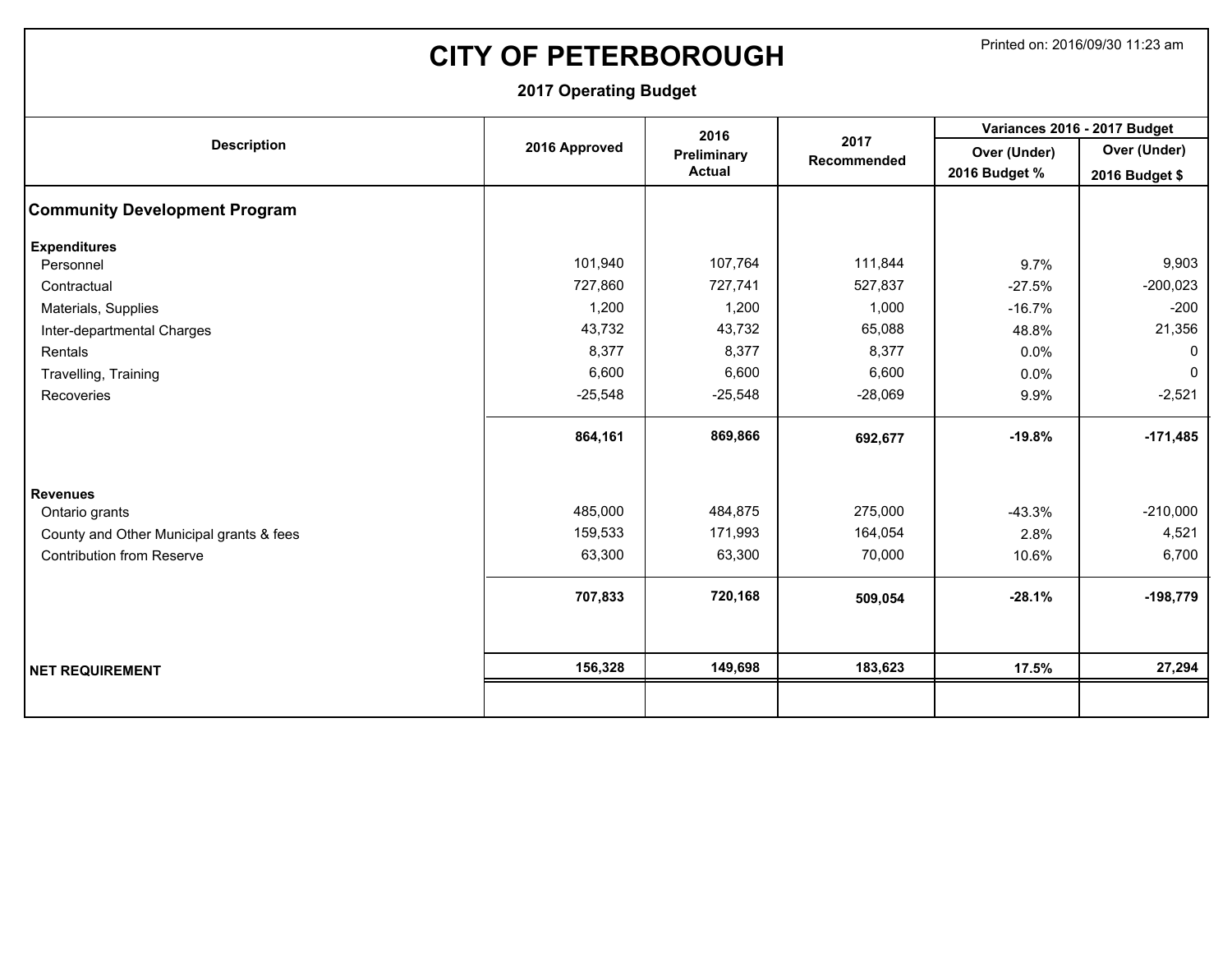# CITY OF PETERBOROUGH

Printed on: 2016/09/30 11:23 am

## 2017 Operating Budget

| Description | 2016 Approved | 2016 Preliminary Actual | 2017 Recommended | Variances 2016 - 2017 Budget | |
|---|---|---|---|---|---|
| | | | | Over (Under) 2016 Budget % | Over (Under) 2016 Budget $ |
| **Community Development Program** | | | | | |
| **Expenditures** | | | | | |
| Personnel | 101,940 | 107,764 | 111,844 | 9.7% | 9,903 |
| Contractual | 727,860 | 727,741 | 527,837 | -27.5% | -200,023 |
| Materials, Supplies | 1,200 | 1,200 | 1,000 | -16.7% | -200 |
| Inter-departmental Charges | 43,732 | 43,732 | 65,088 | 48.8% | 21,356 |
| Rentals | 8,377 | 8,377 | 8,377 | 0.0% | 0 |
| Travelling, Training | 6,600 | 6,600 | 6,600 | 0.0% | 0 |
| Recoveries | -25,548 | -25,548 | -28,069 | 9.9% | -2,521 |
| | **864,161** | **869,866** | **692,677** | **-19.8%** | **-171,485** |
| **Revenues** | | | | | |
| Ontario grants | 485,000 | 484,875 | 275,000 | -43.3% | -210,000 |
| County and Other Municipal grants & fees | 159,533 | 171,993 | 164,054 | 2.8% | 4,521 |
| Contribution from Reserve | 63,300 | 63,300 | 70,000 | 10.6% | 6,700 |
| | **707,833** | **720,168** | **509,054** | **-28.1%** | **-198,779** |
| **NET REQUIREMENT** | **156,328** | **149,698** | **183,623** | **17.5%** | **27,294** |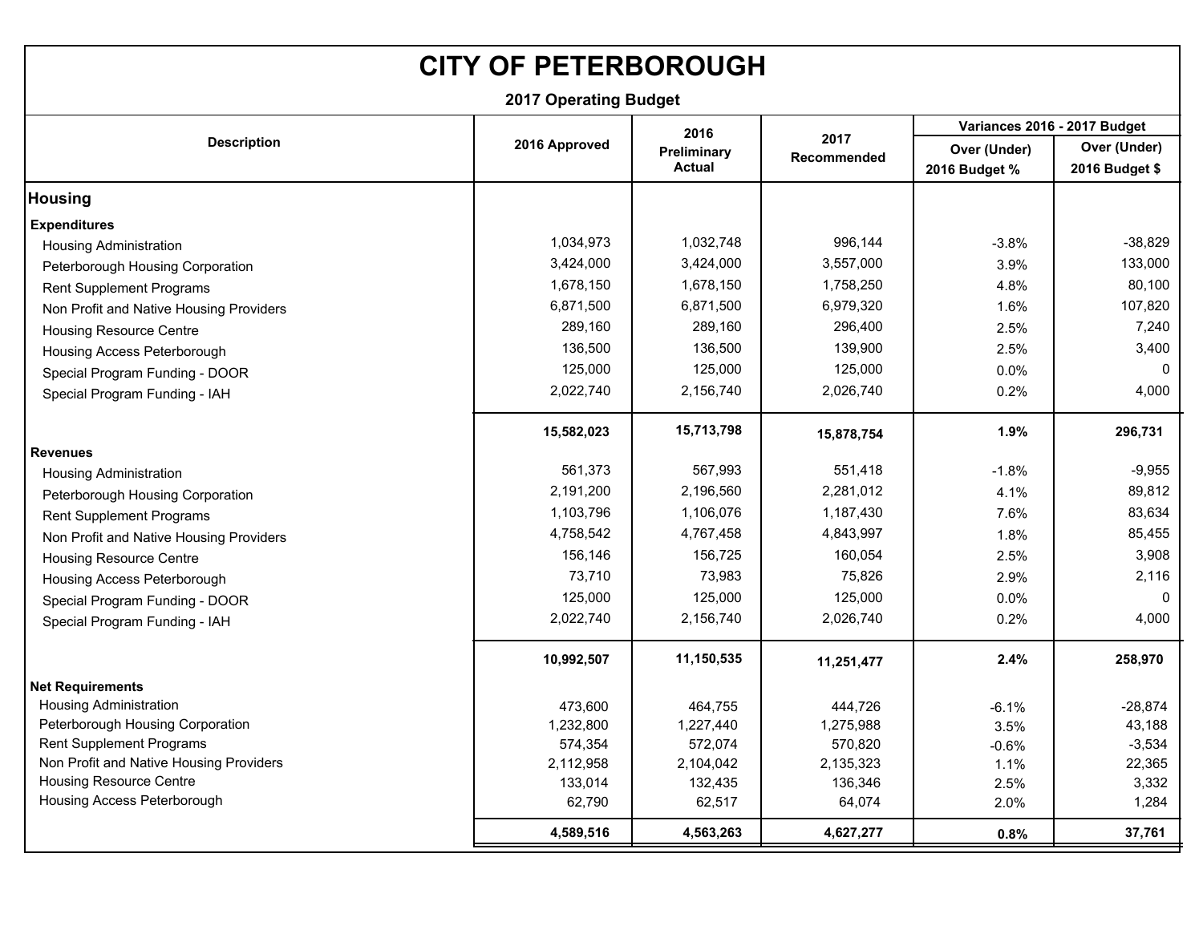# CITY OF PETERBOROUGH

**2017 Operating Budget**

| Description | 2016 Approved | 2016 Preliminary Actual | 2017 Recommended | Variances 2016 - 2017 Budget | |
|---|---|---|---|---|---|
| | | | | Over (Under) 2016 Budget % | Over (Under) 2016 Budget $ |
| **Housing** | | | | | |
| **Expenditures** | | | | | |
| Housing Administration | 1,034,973 | 1,032,748 | 996,144 | -3.8% | -38,829 |
| Peterborough Housing Corporation | 3,424,000 | 3,424,000 | 3,557,000 | 3.9% | 133,000 |
| Rent Supplement Programs | 1,678,150 | 1,678,150 | 1,758,250 | 4.8% | 80,100 |
| Non Profit and Native Housing Providers | 6,871,500 | 6,871,500 | 6,979,320 | 1.6% | 107,820 |
| Housing Resource Centre | 289,160 | 289,160 | 296,400 | 2.5% | 7,240 |
| Housing Access Peterborough | 136,500 | 136,500 | 139,900 | 2.5% | 3,400 |
| Special Program Funding - DOOR | 125,000 | 125,000 | 125,000 | 0.0% | 0 |
| Special Program Funding - IAH | 2,022,740 | 2,156,740 | 2,026,740 | 0.2% | 4,000 |
| | **15,582,023** | **15,713,798** | **15,878,754** | **1.9%** | **296,731** |
| **Revenues** | | | | | |
| Housing Administration | 561,373 | 567,993 | 551,418 | -1.8% | -9,955 |
| Peterborough Housing Corporation | 2,191,200 | 2,196,560 | 2,281,012 | 4.1% | 89,812 |
| Rent Supplement Programs | 1,103,796 | 1,106,076 | 1,187,430 | 7.6% | 83,634 |
| Non Profit and Native Housing Providers | 4,758,542 | 4,767,458 | 4,843,997 | 1.8% | 85,455 |
| Housing Resource Centre | 156,146 | 156,725 | 160,054 | 2.5% | 3,908 |
| Housing Access Peterborough | 73,710 | 73,983 | 75,826 | 2.9% | 2,116 |
| Special Program Funding - DOOR | 125,000 | 125,000 | 125,000 | 0.0% | 0 |
| Special Program Funding - IAH | 2,022,740 | 2,156,740 | 2,026,740 | 0.2% | 4,000 |
| | **10,992,507** | **11,150,535** | **11,251,477** | **2.4%** | **258,970** |
| **Net Requirements** | | | | | |
| Housing Administration | 473,600 | 464,755 | 444,726 | -6.1% | -28,874 |
| Peterborough Housing Corporation | 1,232,800 | 1,227,440 | 1,275,988 | 3.5% | 43,188 |
| Rent Supplement Programs | 574,354 | 572,074 | 570,820 | -0.6% | -3,534 |
| Non Profit and Native Housing Providers | 2,112,958 | 2,104,042 | 2,135,323 | 1.1% | 22,365 |
| Housing Resource Centre | 133,014 | 132,435 | 136,346 | 2.5% | 3,332 |
| Housing Access Peterborough | 62,790 | 62,517 | 64,074 | 2.0% | 1,284 |
| | **4,589,516** | **4,563,263** | **4,627,277** | **0.8%** | **37,761** |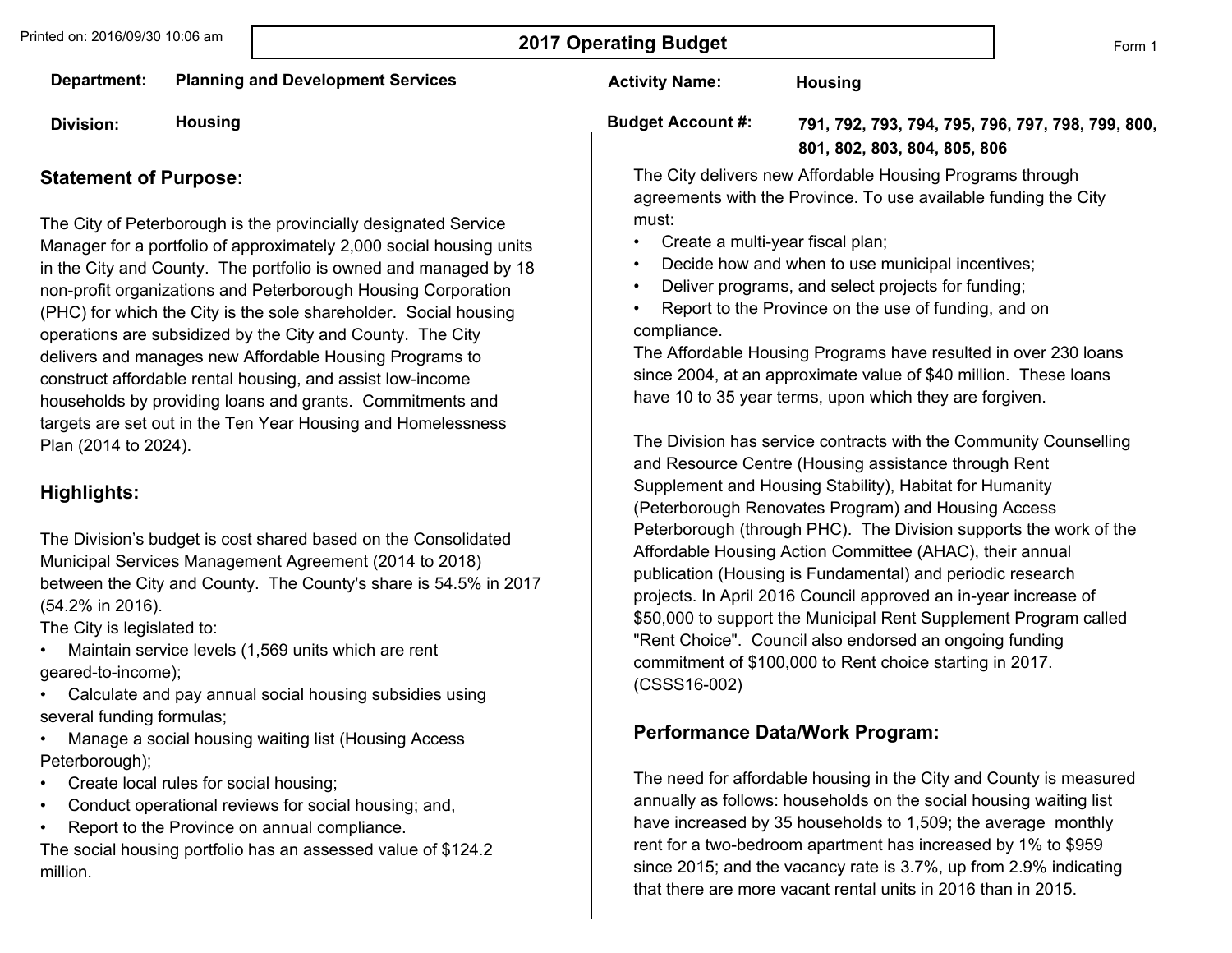# 2017 Operating Budget

Form 1

**Department:** Planning and Development Services

**Division:** Housing

**Activity Name:** Housing

**Budget Account #:** 791, 792, 793, 794, 795, 796, 797, 798, 799, 800, 801, 802, 803, 804, 805, 806

## Statement of Purpose:

The City of Peterborough is the provincially designated Service Manager for a portfolio of approximately 2,000 social housing units in the City and County. The portfolio is owned and managed by 18 non-profit organizations and Peterborough Housing Corporation (PHC) for which the City is the sole shareholder. Social housing operations are subsidized by the City and County. The City delivers and manages new Affordable Housing Programs to construct affordable rental housing, and assist low-income households by providing loans and grants. Commitments and targets are set out in the Ten Year Housing and Homelessness Plan (2014 to 2024).

## Highlights:

The Division's budget is cost shared based on the Consolidated Municipal Services Management Agreement (2014 to 2018) between the City and County. The County's share is 54.5% in 2017 (54.2% in 2016).

The City is legislated to:

- Maintain service levels (1,569 units which are rent geared-to-income);
- Calculate and pay annual social housing subsidies using several funding formulas;
- Manage a social housing waiting list (Housing Access Peterborough);
- Create local rules for social housing;
- Conduct operational reviews for social housing; and,
- Report to the Province on annual compliance.

The social housing portfolio has an assessed value of $124.2 million.

The City delivers new Affordable Housing Programs through agreements with the Province. To use available funding the City must:

- Create a multi-year fiscal plan;
- Decide how and when to use municipal incentives;
- Deliver programs, and select projects for funding;
- Report to the Province on the use of funding, and on compliance.

The Affordable Housing Programs have resulted in over 230 loans since 2004, at an approximate value of $40 million. These loans have 10 to 35 year terms, upon which they are forgiven.

The Division has service contracts with the Community Counselling and Resource Centre (Housing assistance through Rent Supplement and Housing Stability), Habitat for Humanity (Peterborough Renovates Program) and Housing Access Peterborough (through PHC). The Division supports the work of the Affordable Housing Action Committee (AHAC), their annual publication (Housing is Fundamental) and periodic research projects. In April 2016 Council approved an in-year increase of $50,000 to support the Municipal Rent Supplement Program called "Rent Choice". Council also endorsed an ongoing funding commitment of $100,000 to Rent choice starting in 2017. (CSSS16-002)

## Performance Data/Work Program:

The need for affordable housing in the City and County is measured annually as follows: households on the social housing waiting list have increased by 35 households to 1,509; the average monthly rent for a two-bedroom apartment has increased by 1% to $959 since 2015; and the vacancy rate is 3.7%, up from 2.9% indicating that there are more vacant rental units in 2016 than in 2015.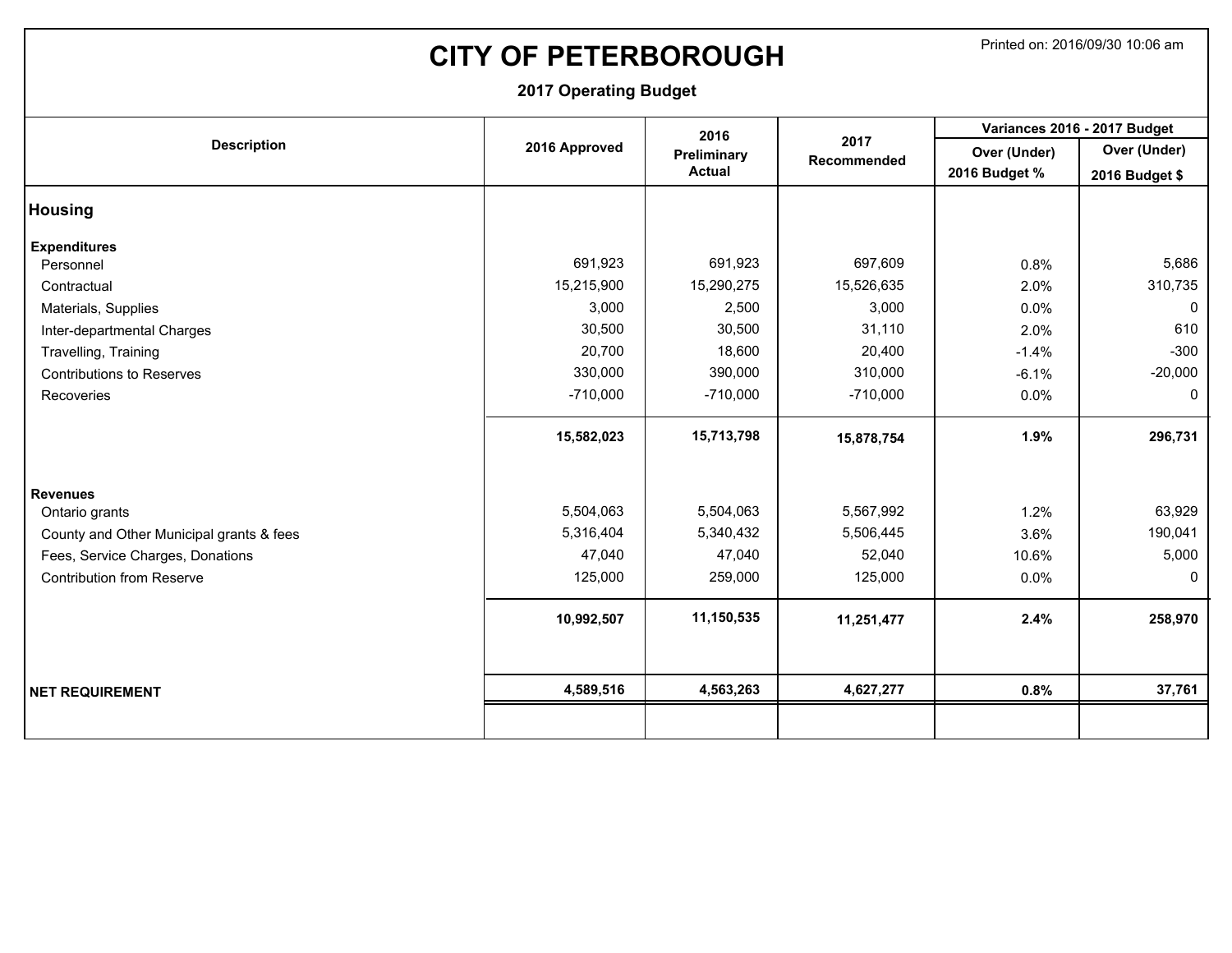# CITY OF PETERBOROUGH

**2017 Operating Budget**

Printed on: 2016/09/30 10:06 am

| Description | 2016 Approved | 2016 Preliminary Actual | 2017 Recommended | Variances 2016 - 2017 Budget | |
|---|---|---|---|---|---|
| | | | | Over (Under) 2016 Budget % | Over (Under) 2016 Budget $ |
| **Housing** | | | | | |
| **Expenditures** | | | | | |
| Personnel | 691,923 | 691,923 | 697,609 | 0.8% | 5,686 |
| Contractual | 15,215,900 | 15,290,275 | 15,526,635 | 2.0% | 310,735 |
| Materials, Supplies | 3,000 | 2,500 | 3,000 | 0.0% | 0 |
| Inter-departmental Charges | 30,500 | 30,500 | 31,110 | 2.0% | 610 |
| Travelling, Training | 20,700 | 18,600 | 20,400 | -1.4% | -300 |
| Contributions to Reserves | 330,000 | 390,000 | 310,000 | -6.1% | -20,000 |
| Recoveries | -710,000 | -710,000 | -710,000 | 0.0% | 0 |
| | **15,582,023** | **15,713,798** | **15,878,754** | **1.9%** | **296,731** |
| **Revenues** | | | | | |
| Ontario grants | 5,504,063 | 5,504,063 | 5,567,992 | 1.2% | 63,929 |
| County and Other Municipal grants & fees | 5,316,404 | 5,340,432 | 5,506,445 | 3.6% | 190,041 |
| Fees, Service Charges, Donations | 47,040 | 47,040 | 52,040 | 10.6% | 5,000 |
| Contribution from Reserve | 125,000 | 259,000 | 125,000 | 0.0% | 0 |
| | **10,992,507** | **11,150,535** | **11,251,477** | **2.4%** | **258,970** |
| **NET REQUIREMENT** | **4,589,516** | **4,563,263** | **4,627,277** | **0.8%** | **37,761** |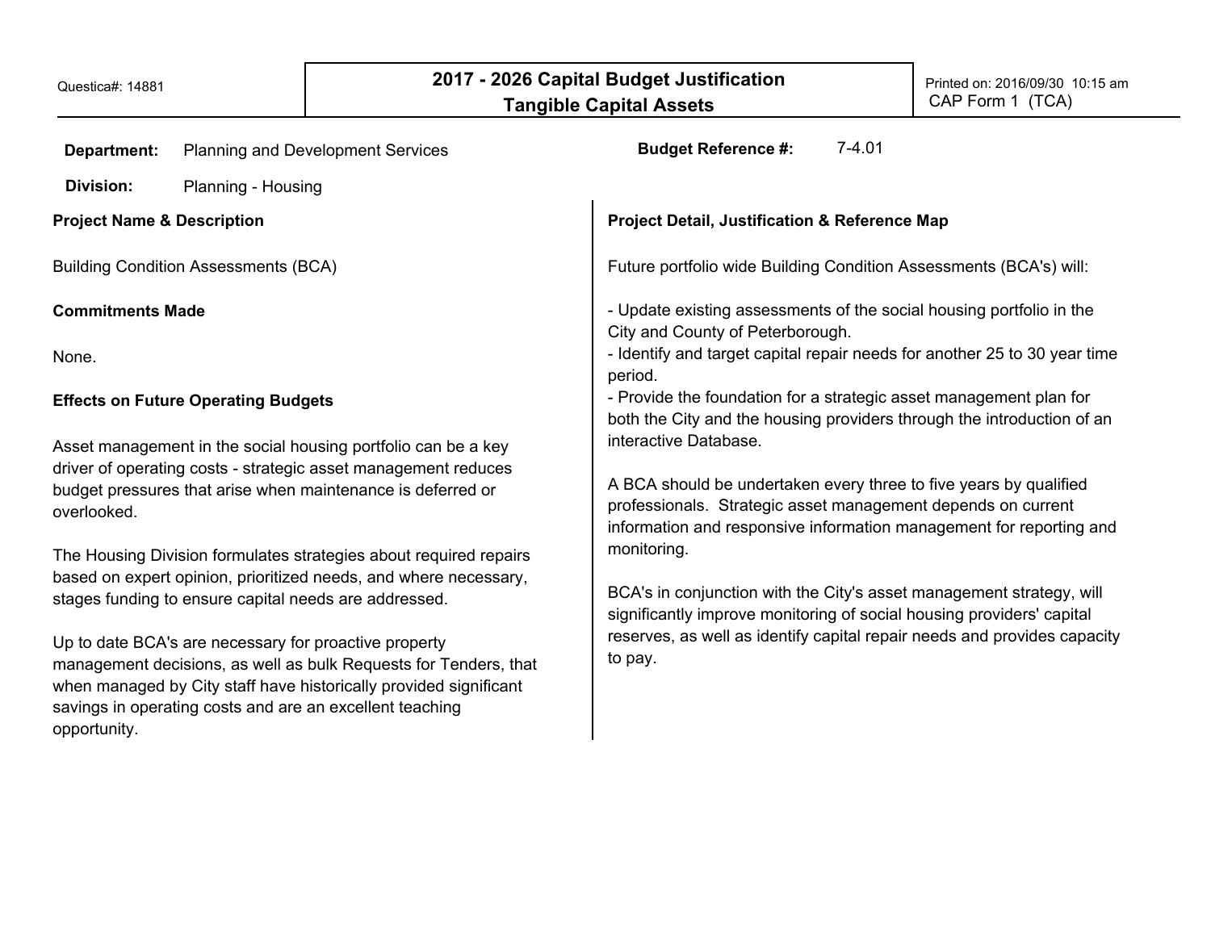Questica#: 14881

# 2017 - 2026 Capital Budget Justification
## Tangible Capital Assets

Printed on: 2016/09/30 10:15 am
CAP Form 1 (TCA)

**Department:** Planning and Development Services

**Budget Reference #:** 7-4.01

**Division:** Planning - Housing

### Project Name & Description

Building Condition Assessments (BCA)

### Commitments Made

None.

### Effects on Future Operating Budgets

Asset management in the social housing portfolio can be a key driver of operating costs - strategic asset management reduces budget pressures that arise when maintenance is deferred or overlooked.

The Housing Division formulates strategies about required repairs based on expert opinion, prioritized needs, and where necessary, stages funding to ensure capital needs are addressed.

Up to date BCA's are necessary for proactive property management decisions, as well as bulk Requests for Tenders, that when managed by City staff have historically provided significant savings in operating costs and are an excellent teaching opportunity.

### Project Detail, Justification & Reference Map

Future portfolio wide Building Condition Assessments (BCA's) will:

- Update existing assessments of the social housing portfolio in the City and County of Peterborough.
- Identify and target capital repair needs for another 25 to 30 year time period.
- Provide the foundation for a strategic asset management plan for both the City and the housing providers through the introduction of an interactive Database.

A BCA should be undertaken every three to five years by qualified professionals. Strategic asset management depends on current information and responsive information management for reporting and monitoring.

BCA's in conjunction with the City's asset management strategy, will significantly improve monitoring of social housing providers' capital reserves, as well as identify capital repair needs and provides capacity to pay.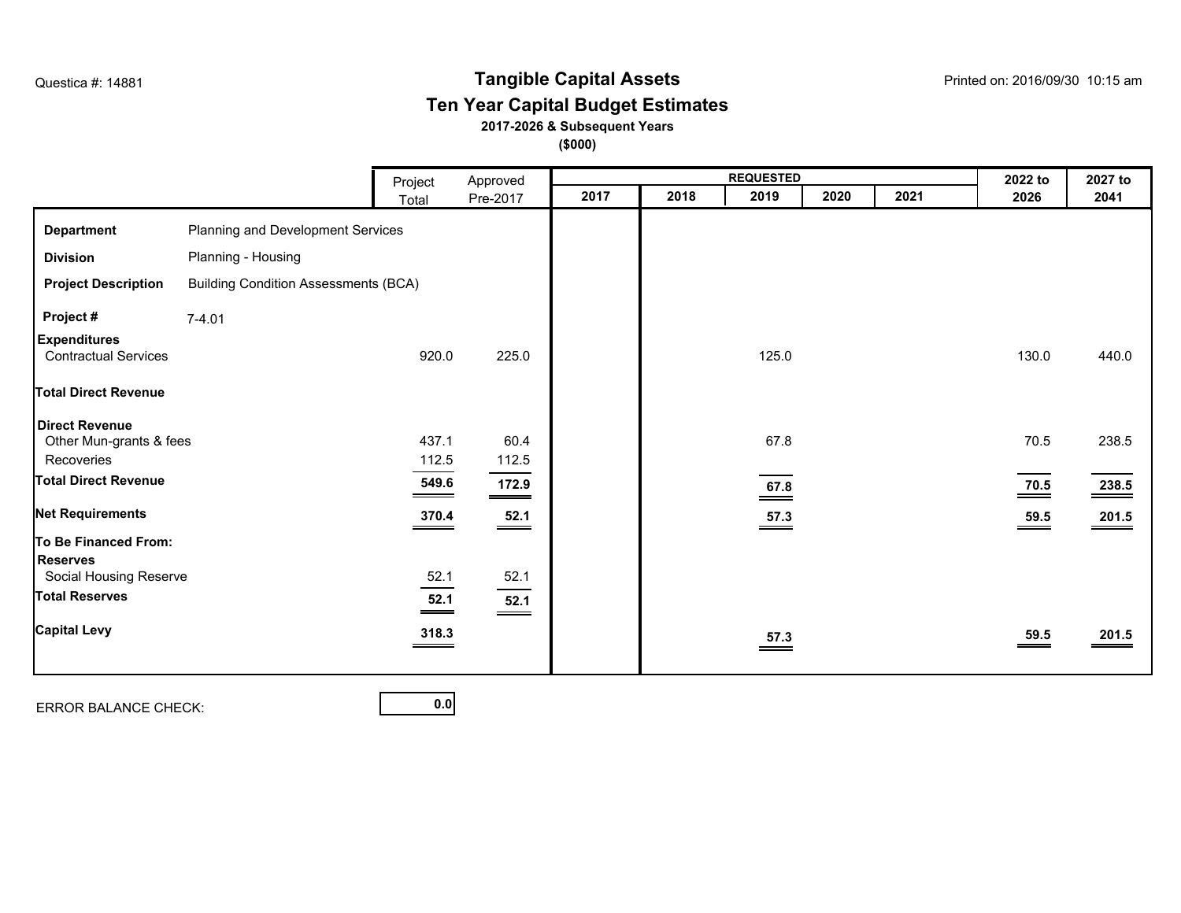Questica #: 14881

# Tangible Capital Assets

## Ten Year Capital Budget Estimates

**2017-2026 & Subsequent Years**

**($000)**

Printed on: 2016/09/30 10:15 am

| | Project Total | Approved Pre-2017 | REQUESTED 2017 | 2018 | 2019 | 2020 | 2021 | 2022 to 2026 | 2027 to 2041 |
|---|---|---|---|---|---|---|---|---|---|
| **Department** Planning and Development Services | | | | | | | | | |
| **Division** Planning - Housing | | | | | | | | | |
| **Project Description** Building Condition Assessments (BCA) | | | | | | | | | |
| **Project #** 7-4.01 | | | | | | | | | |
| **Expenditures** | | | | | | | | | |
| Contractual Services | 920.0 | 225.0 | | | 125.0 | | | 130.0 | 440.0 |
| **Total Direct Revenue** | | | | | | | | | |
| **Direct Revenue** | | | | | | | | | |
| Other Mun-grants & fees | 437.1 | 60.4 | | | 67.8 | | | 70.5 | 238.5 |
| Recoveries | 112.5 | 112.5 | | | | | | | |
| **Total Direct Revenue** | **549.6** | **172.9** | | | **67.8** | | | **70.5** | **238.5** |
| **Net Requirements** | **370.4** | **52.1** | | | **57.3** | | | **59.5** | **201.5** |
| **To Be Financed From:** | | | | | | | | | |
| **Reserves** | | | | | | | | | |
| Social Housing Reserve | 52.1 | 52.1 | | | | | | | |
| **Total Reserves** | **52.1** | **52.1** | | | | | | | |
| **Capital Levy** | **318.3** | | | | **57.3** | | | **59.5** | **201.5** |

ERROR BALANCE CHECK: **0.0**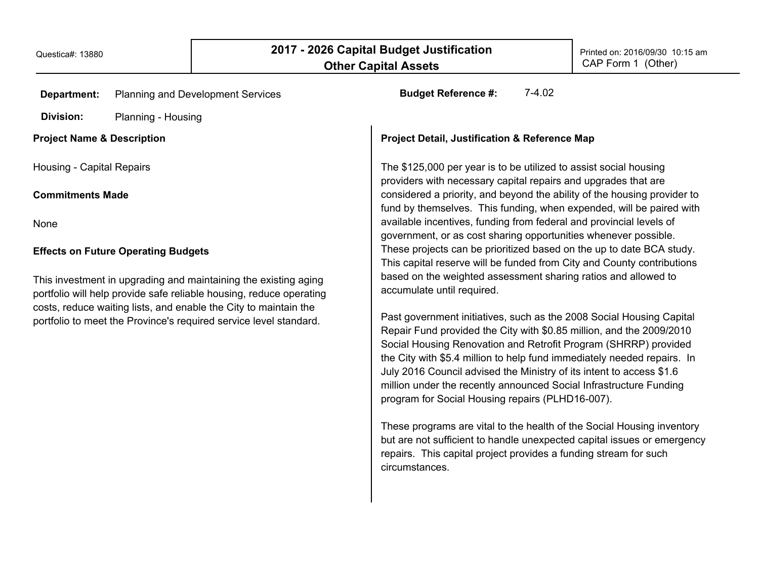Questica#: 13880

# 2017 - 2026 Capital Budget Justification
## Other Capital Assets

Printed on: 2016/09/30 10:15 am
CAP Form 1 (Other)

**Department:** Planning and Development Services

**Division:** Planning - Housing

**Budget Reference #:** 7-4.02

**Project Name & Description**

Housing - Capital Repairs

**Commitments Made**

None

**Effects on Future Operating Budgets**

This investment in upgrading and maintaining the existing aging portfolio will help provide safe reliable housing, reduce operating costs, reduce waiting lists, and enable the City to maintain the portfolio to meet the Province's required service level standard.

**Project Detail, Justification & Reference Map**

The $125,000 per year is to be utilized to assist social housing providers with necessary capital repairs and upgrades that are considered a priority, and beyond the ability of the housing provider to fund by themselves. This funding, when expended, will be paired with available incentives, funding from federal and provincial levels of government, or as cost sharing opportunities whenever possible. These projects can be prioritized based on the up to date BCA study. This capital reserve will be funded from City and County contributions based on the weighted assessment sharing ratios and allowed to accumulate until required.

Past government initiatives, such as the 2008 Social Housing Capital Repair Fund provided the City with $0.85 million, and the 2009/2010 Social Housing Renovation and Retrofit Program (SHRRP) provided the City with $5.4 million to help fund immediately needed repairs. In July 2016 Council advised the Ministry of its intent to access $1.6 million under the recently announced Social Infrastructure Funding program for Social Housing repairs (PLHD16-007).

These programs are vital to the health of the Social Housing inventory but are not sufficient to handle unexpected capital issues or emergency repairs. This capital project provides a funding stream for such circumstances.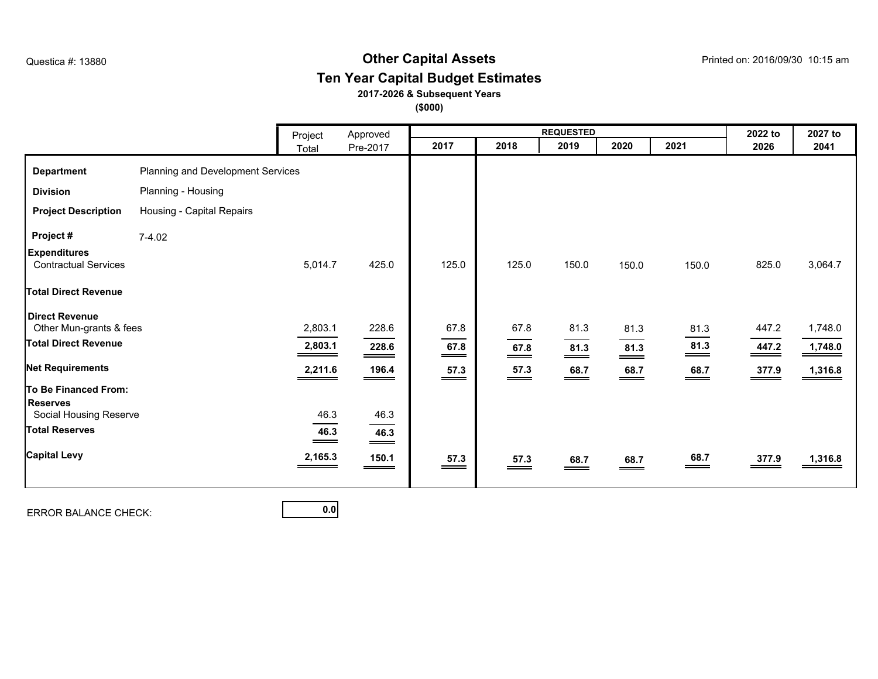Questica #: 13880

# Other Capital Assets

## Ten Year Capital Budget Estimates

**2017-2026 & Subsequent Years**

**($000)**

Printed on: 2016/09/30 10:15 am

| | | Project Total | Approved Pre-2017 | REQUESTED 2017 | 2018 | 2019 | 2020 | 2021 | 2022 to 2026 | 2027 to 2041 |
|---|---|---|---|---|---|---|---|---|---|---|
| **Department** | Planning and Development Services | | | | | | | | | |
| **Division** | Planning - Housing | | | | | | | | | |
| **Project Description** | Housing - Capital Repairs | | | | | | | | | |
| **Project #** | 7-4.02 | | | | | | | | | |
| **Expenditures** | | | | | | | | | | |
| Contractual Services | | 5,014.7 | 425.0 | 125.0 | 125.0 | 150.0 | 150.0 | 150.0 | 825.0 | 3,064.7 |
| **Total Direct Revenue** | | | | | | | | | | |
| **Direct Revenue** | | | | | | | | | | |
| Other Mun-grants & fees | | 2,803.1 | 228.6 | 67.8 | 67.8 | 81.3 | 81.3 | 81.3 | 447.2 | 1,748.0 |
| **Total Direct Revenue** | | **2,803.1** | **228.6** | **67.8** | **67.8** | **81.3** | **81.3** | **81.3** | **447.2** | **1,748.0** |
| **Net Requirements** | | **2,211.6** | **196.4** | **57.3** | **57.3** | **68.7** | **68.7** | **68.7** | **377.9** | **1,316.8** |
| **To Be Financed From:** | | | | | | | | | | |
| **Reserves** | | | | | | | | | | |
| Social Housing Reserve | | 46.3 | 46.3 | | | | | | | |
| **Total Reserves** | | **46.3** | **46.3** | | | | | | | |
| **Capital Levy** | | **2,165.3** | **150.1** | **57.3** | **57.3** | **68.7** | **68.7** | **68.7** | **377.9** | **1,316.8** |

ERROR BALANCE CHECK: **0.0**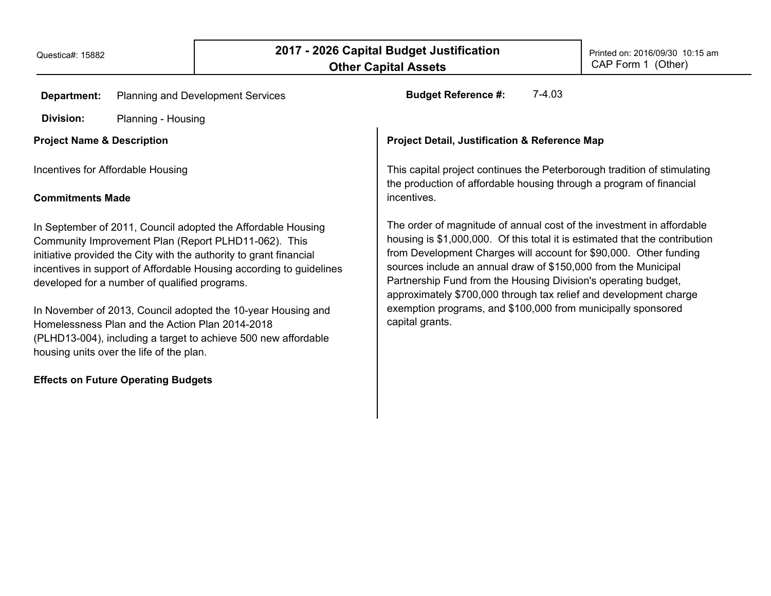Questica#: 15882

# 2017 - 2026 Capital Budget Justification
## Other Capital Assets

Printed on: 2016/09/30 10:15 am
CAP Form 1 (Other)

**Department:** Planning and Development Services

**Budget Reference #:** 7-4.03

**Division:** Planning - Housing

**Project Name & Description**

Incentives for Affordable Housing

**Commitments Made**

In September of 2011, Council adopted the Affordable Housing Community Improvement Plan (Report PLHD11-062). This initiative provided the City with the authority to grant financial incentives in support of Affordable Housing according to guidelines developed for a number of qualified programs.

In November of 2013, Council adopted the 10-year Housing and Homelessness Plan and the Action Plan 2014-2018 (PLHD13-004), including a target to achieve 500 new affordable housing units over the life of the plan.

**Effects on Future Operating Budgets**

**Project Detail, Justification & Reference Map**

This capital project continues the Peterborough tradition of stimulating the production of affordable housing through a program of financial incentives.

The order of magnitude of annual cost of the investment in affordable housing is $1,000,000. Of this total it is estimated that the contribution from Development Charges will account for $90,000. Other funding sources include an annual draw of $150,000 from the Municipal Partnership Fund from the Housing Division's operating budget, approximately $700,000 through tax relief and development charge exemption programs, and $100,000 from municipally sponsored capital grants.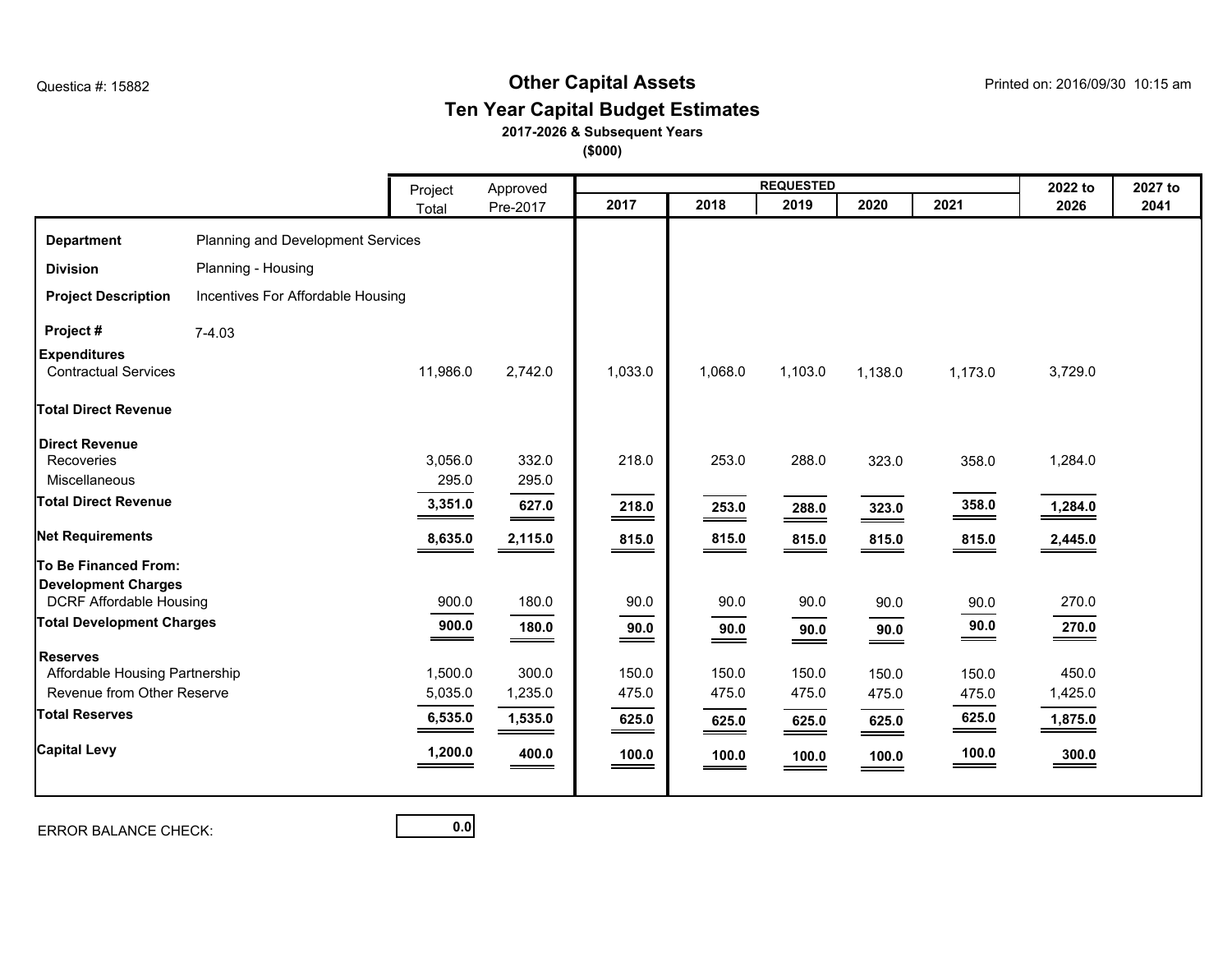Questica #: 15882

Printed on: 2016/09/30 10:15 am

# Other Capital Assets

## Ten Year Capital Budget Estimates

**2017-2026 & Subsequent Years**

**($000)**

| | Project Total | Approved Pre-2017 | 2017 (REQUESTED) | 2018 (REQUESTED) | 2019 (REQUESTED) | 2020 (REQUESTED) | 2021 (REQUESTED) | 2022 to 2026 | 2027 to 2041 |
|---|---|---|---|---|---|---|---|---|---|
| **Department** Planning and Development Services | | | | | | | | | |
| **Division** Planning - Housing | | | | | | | | | |
| **Project Description** Incentives For Affordable Housing | | | | | | | | | |
| **Project #** 7-4.03 | | | | | | | | | |
| **Expenditures** | | | | | | | | | |
| Contractual Services | 11,986.0 | 2,742.0 | 1,033.0 | 1,068.0 | 1,103.0 | 1,138.0 | 1,173.0 | 3,729.0 | |
| **Total Direct Revenue** | | | | | | | | | |
| **Direct Revenue** | | | | | | | | | |
| Recoveries | 3,056.0 | 332.0 | 218.0 | 253.0 | 288.0 | 323.0 | 358.0 | 1,284.0 | |
| Miscellaneous | 295.0 | 295.0 | | | | | | | |
| **Total Direct Revenue** | **3,351.0** | **627.0** | **218.0** | **253.0** | **288.0** | **323.0** | **358.0** | **1,284.0** | |
| **Net Requirements** | **8,635.0** | **2,115.0** | **815.0** | **815.0** | **815.0** | **815.0** | **815.0** | **2,445.0** | |
| **To Be Financed From:** | | | | | | | | | |
| **Development Charges** | | | | | | | | | |
| DCRF Affordable Housing | 900.0 | 180.0 | 90.0 | 90.0 | 90.0 | 90.0 | 90.0 | 270.0 | |
| **Total Development Charges** | **900.0** | **180.0** | **90.0** | **90.0** | **90.0** | **90.0** | **90.0** | **270.0** | |
| **Reserves** | | | | | | | | | |
| Affordable Housing Partnership | 1,500.0 | 300.0 | 150.0 | 150.0 | 150.0 | 150.0 | 150.0 | 450.0 | |
| Revenue from Other Reserve | 5,035.0 | 1,235.0 | 475.0 | 475.0 | 475.0 | 475.0 | 475.0 | 1,425.0 | |
| **Total Reserves** | **6,535.0** | **1,535.0** | **625.0** | **625.0** | **625.0** | **625.0** | **625.0** | **1,875.0** | |
| **Capital Levy** | **1,200.0** | **400.0** | **100.0** | **100.0** | **100.0** | **100.0** | **100.0** | **300.0** | |

ERROR BALANCE CHECK: **0.0**